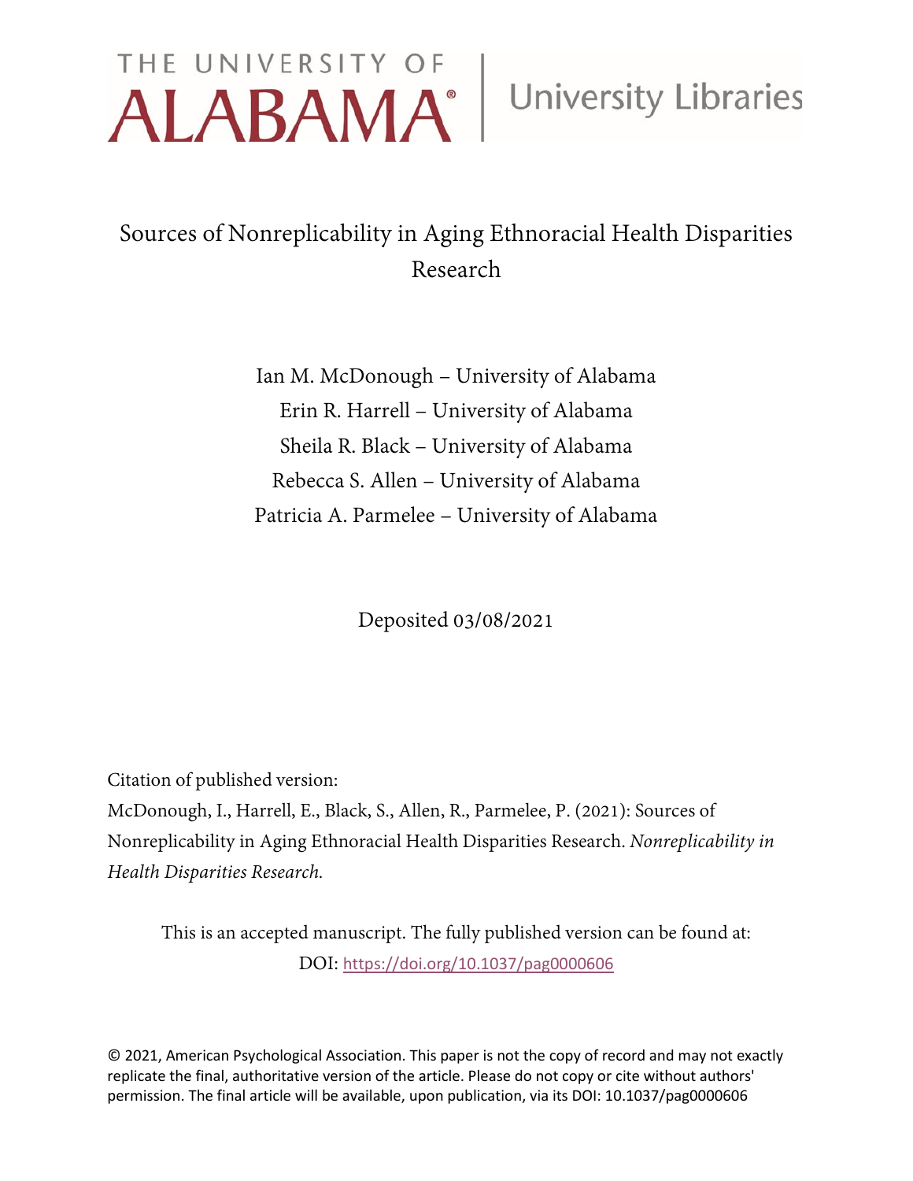THE UNIVERSITY OF ALABAMA® | University Libraries

# Sources of Nonreplicability in Aging Ethnoracial Health Disparities Research

Ian M. McDonough – University of Alabama
Erin R. Harrell – University of Alabama
Sheila R. Black – University of Alabama
Rebecca S. Allen – University of Alabama
Patricia A. Parmelee – University of Alabama

Deposited 03/08/2021

Citation of published version:
McDonough, I., Harrell, E., Black, S., Allen, R., Parmelee, P. (2021): Sources of Nonreplicability in Aging Ethnoracial Health Disparities Research. *Nonreplicability in Health Disparities Research.*

This is an accepted manuscript. The fully published version can be found at:
DOI: https://doi.org/10.1037/pag0000606

© 2021, American Psychological Association. This paper is not the copy of record and may not exactly replicate the final, authoritative version of the article. Please do not copy or cite without authors' permission. The final article will be available, upon publication, via its DOI: 10.1037/pag0000606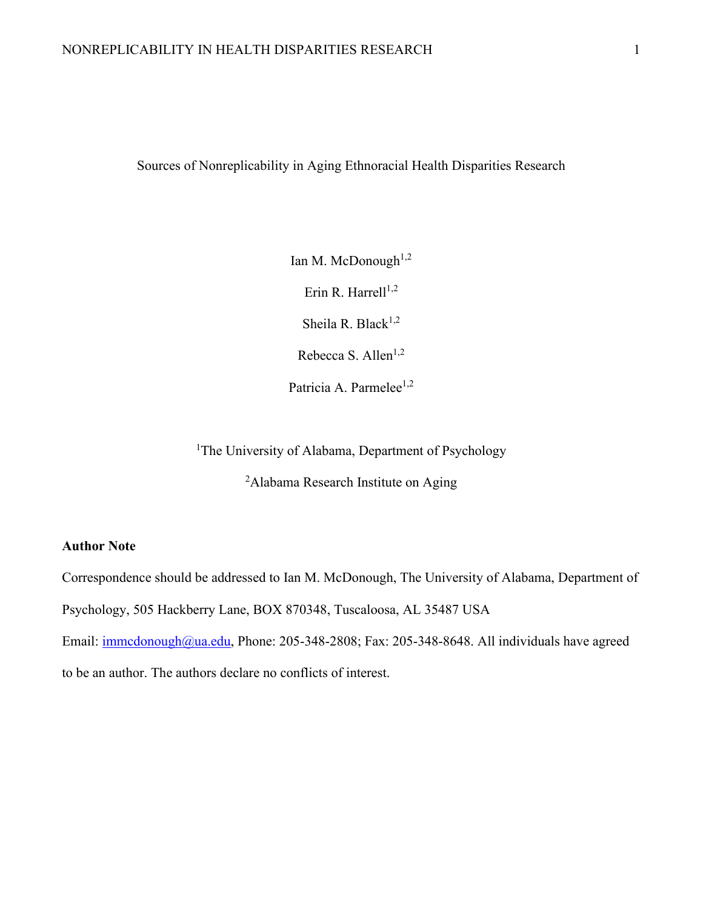# Sources of Nonreplicability in Aging Ethnoracial Health Disparities Research

Ian M. McDonough[1,2]

Erin R. Harrell[1,2]

Sheila R. Black[1,2]

Rebecca S. Allen[1,2]

Patricia A. Parmelee[1,2]

[1]The University of Alabama, Department of Psychology

[2]Alabama Research Institute on Aging

**Author Note**

Correspondence should be addressed to Ian M. McDonough, The University of Alabama, Department of Psychology, 505 Hackberry Lane, BOX 870348, Tuscaloosa, AL 35487 USA

Email: immcdonough@ua.edu, Phone: 205-348-2808; Fax: 205-348-8648. All individuals have agreed to be an author. The authors declare no conflicts of interest.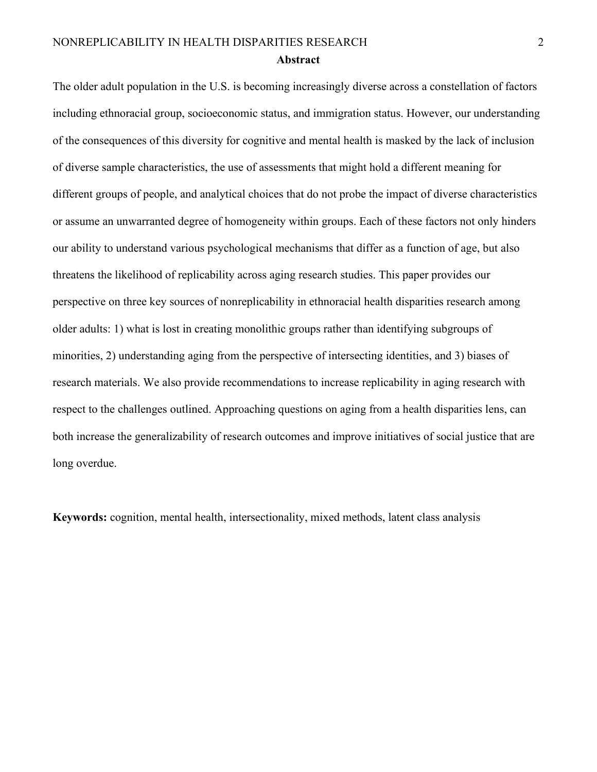## Abstract

The older adult population in the U.S. is becoming increasingly diverse across a constellation of factors including ethnoracial group, socioeconomic status, and immigration status. However, our understanding of the consequences of this diversity for cognitive and mental health is masked by the lack of inclusion of diverse sample characteristics, the use of assessments that might hold a different meaning for different groups of people, and analytical choices that do not probe the impact of diverse characteristics or assume an unwarranted degree of homogeneity within groups. Each of these factors not only hinders our ability to understand various psychological mechanisms that differ as a function of age, but also threatens the likelihood of replicability across aging research studies. This paper provides our perspective on three key sources of nonreplicability in ethnoracial health disparities research among older adults: 1) what is lost in creating monolithic groups rather than identifying subgroups of minorities, 2) understanding aging from the perspective of intersecting identities, and 3) biases of research materials. We also provide recommendations to increase replicability in aging research with respect to the challenges outlined. Approaching questions on aging from a health disparities lens, can both increase the generalizability of research outcomes and improve initiatives of social justice that are long overdue.

**Keywords:** cognition, mental health, intersectionality, mixed methods, latent class analysis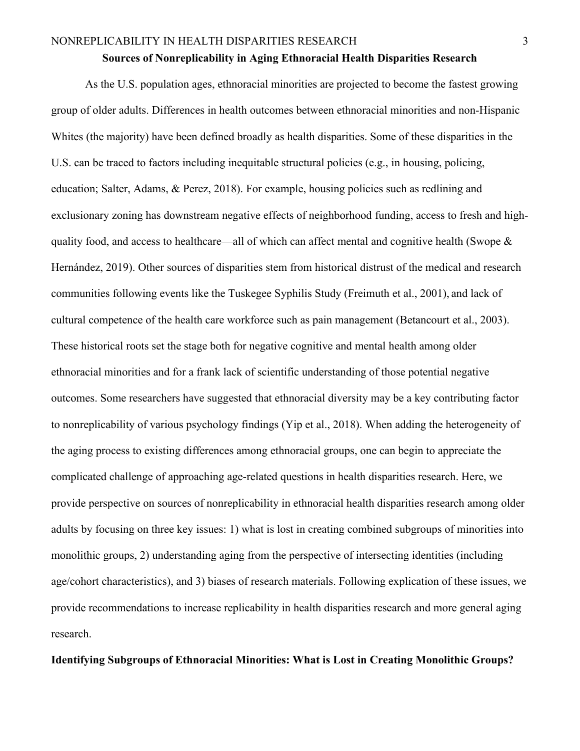## Sources of Nonreplicability in Aging Ethnoracial Health Disparities Research

As the U.S. population ages, ethnoracial minorities are projected to become the fastest growing group of older adults. Differences in health outcomes between ethnoracial minorities and non-Hispanic Whites (the majority) have been defined broadly as health disparities. Some of these disparities in the U.S. can be traced to factors including inequitable structural policies (e.g., in housing, policing, education; Salter, Adams, & Perez, 2018). For example, housing policies such as redlining and exclusionary zoning has downstream negative effects of neighborhood funding, access to fresh and high-quality food, and access to healthcare—all of which can affect mental and cognitive health (Swope & Hernández, 2019). Other sources of disparities stem from historical distrust of the medical and research communities following events like the Tuskegee Syphilis Study (Freimuth et al., 2001), and lack of cultural competence of the health care workforce such as pain management (Betancourt et al., 2003). These historical roots set the stage both for negative cognitive and mental health among older ethnoracial minorities and for a frank lack of scientific understanding of those potential negative outcomes. Some researchers have suggested that ethnoracial diversity may be a key contributing factor to nonreplicability of various psychology findings (Yip et al., 2018). When adding the heterogeneity of the aging process to existing differences among ethnoracial groups, one can begin to appreciate the complicated challenge of approaching age-related questions in health disparities research. Here, we provide perspective on sources of nonreplicability in ethnoracial health disparities research among older adults by focusing on three key issues: 1) what is lost in creating combined subgroups of minorities into monolithic groups, 2) understanding aging from the perspective of intersecting identities (including age/cohort characteristics), and 3) biases of research materials. Following explication of these issues, we provide recommendations to increase replicability in health disparities research and more general aging research.

### Identifying Subgroups of Ethnoracial Minorities: What is Lost in Creating Monolithic Groups?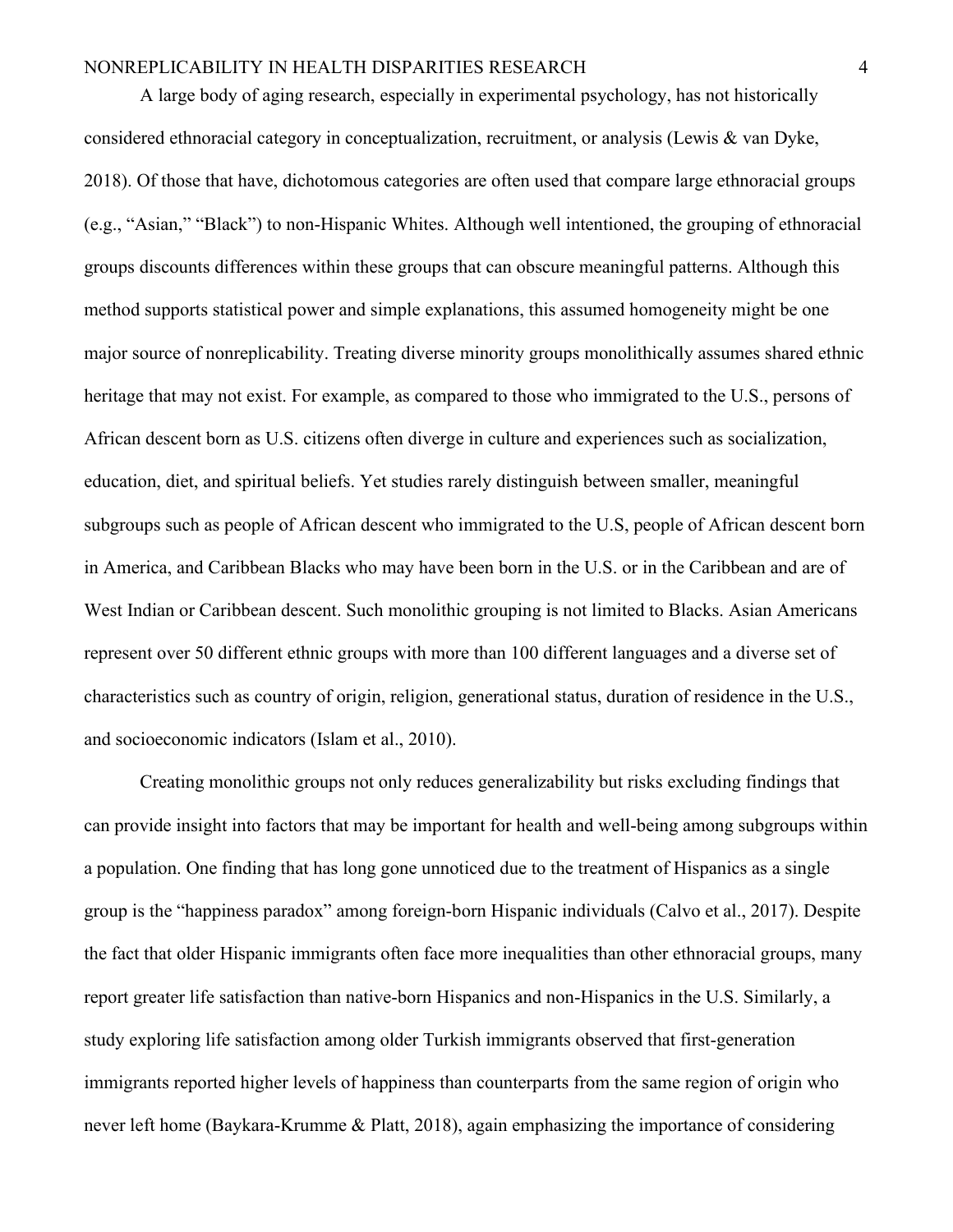A large body of aging research, especially in experimental psychology, has not historically considered ethnoracial category in conceptualization, recruitment, or analysis (Lewis & van Dyke, 2018). Of those that have, dichotomous categories are often used that compare large ethnoracial groups (e.g., "Asian," "Black") to non-Hispanic Whites. Although well intentioned, the grouping of ethnoracial groups discounts differences within these groups that can obscure meaningful patterns. Although this method supports statistical power and simple explanations, this assumed homogeneity might be one major source of nonreplicability. Treating diverse minority groups monolithically assumes shared ethnic heritage that may not exist. For example, as compared to those who immigrated to the U.S., persons of African descent born as U.S. citizens often diverge in culture and experiences such as socialization, education, diet, and spiritual beliefs. Yet studies rarely distinguish between smaller, meaningful subgroups such as people of African descent who immigrated to the U.S, people of African descent born in America, and Caribbean Blacks who may have been born in the U.S. or in the Caribbean and are of West Indian or Caribbean descent. Such monolithic grouping is not limited to Blacks. Asian Americans represent over 50 different ethnic groups with more than 100 different languages and a diverse set of characteristics such as country of origin, religion, generational status, duration of residence in the U.S., and socioeconomic indicators (Islam et al., 2010).

Creating monolithic groups not only reduces generalizability but risks excluding findings that can provide insight into factors that may be important for health and well-being among subgroups within a population. One finding that has long gone unnoticed due to the treatment of Hispanics as a single group is the "happiness paradox" among foreign-born Hispanic individuals (Calvo et al., 2017). Despite the fact that older Hispanic immigrants often face more inequalities than other ethnoracial groups, many report greater life satisfaction than native-born Hispanics and non-Hispanics in the U.S. Similarly, a study exploring life satisfaction among older Turkish immigrants observed that first-generation immigrants reported higher levels of happiness than counterparts from the same region of origin who never left home (Baykara-Krumme & Platt, 2018), again emphasizing the importance of considering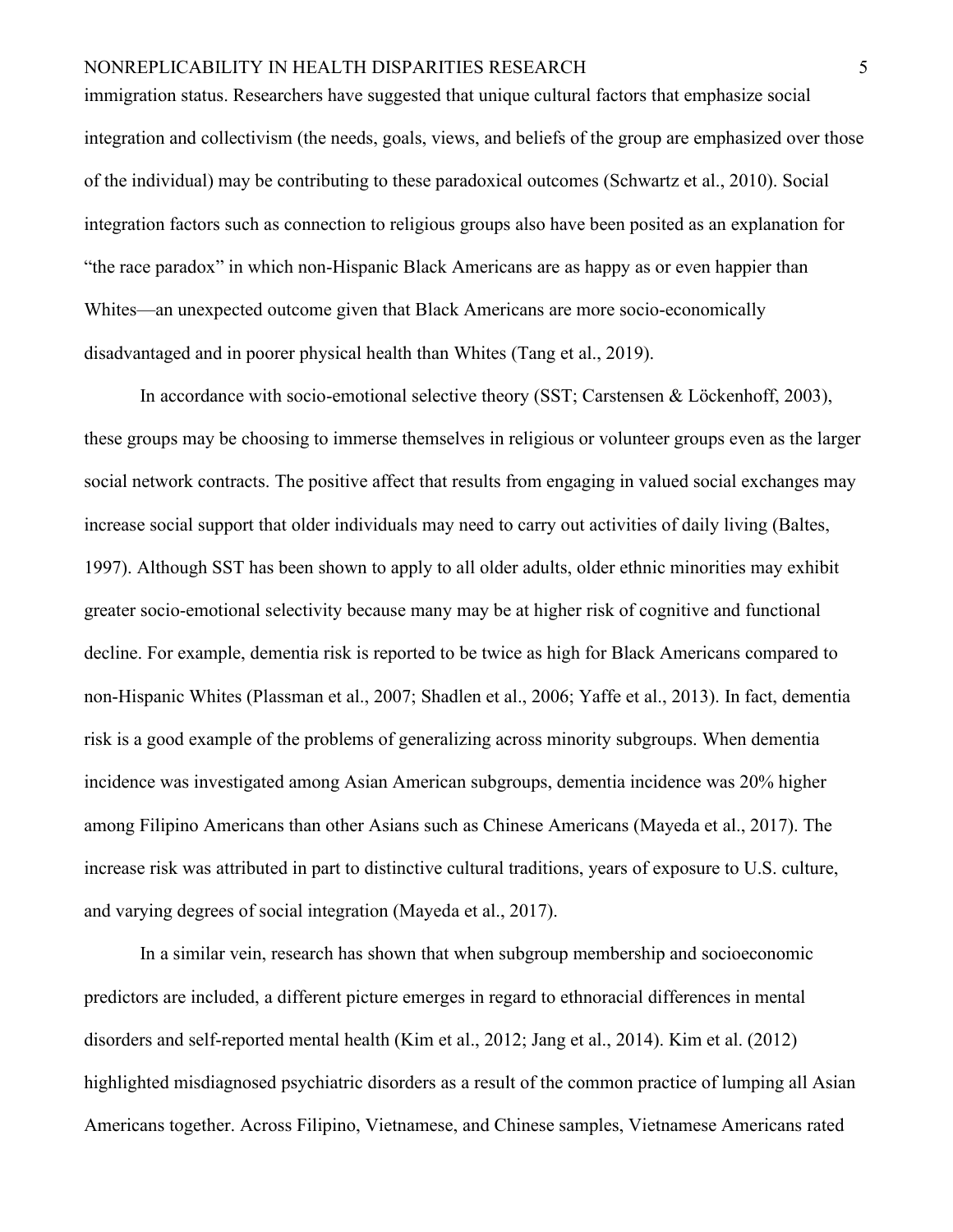immigration status. Researchers have suggested that unique cultural factors that emphasize social integration and collectivism (the needs, goals, views, and beliefs of the group are emphasized over those of the individual) may be contributing to these paradoxical outcomes (Schwartz et al., 2010). Social integration factors such as connection to religious groups also have been posited as an explanation for "the race paradox" in which non-Hispanic Black Americans are as happy as or even happier than Whites—an unexpected outcome given that Black Americans are more socio-economically disadvantaged and in poorer physical health than Whites (Tang et al., 2019).

In accordance with socio-emotional selective theory (SST; Carstensen & Löckenhoff, 2003), these groups may be choosing to immerse themselves in religious or volunteer groups even as the larger social network contracts. The positive affect that results from engaging in valued social exchanges may increase social support that older individuals may need to carry out activities of daily living (Baltes, 1997). Although SST has been shown to apply to all older adults, older ethnic minorities may exhibit greater socio-emotional selectivity because many may be at higher risk of cognitive and functional decline. For example, dementia risk is reported to be twice as high for Black Americans compared to non-Hispanic Whites (Plassman et al., 2007; Shadlen et al., 2006; Yaffe et al., 2013). In fact, dementia risk is a good example of the problems of generalizing across minority subgroups. When dementia incidence was investigated among Asian American subgroups, dementia incidence was 20% higher among Filipino Americans than other Asians such as Chinese Americans (Mayeda et al., 2017). The increase risk was attributed in part to distinctive cultural traditions, years of exposure to U.S. culture, and varying degrees of social integration (Mayeda et al., 2017).

In a similar vein, research has shown that when subgroup membership and socioeconomic predictors are included, a different picture emerges in regard to ethnoracial differences in mental disorders and self-reported mental health (Kim et al., 2012; Jang et al., 2014). Kim et al. (2012) highlighted misdiagnosed psychiatric disorders as a result of the common practice of lumping all Asian Americans together. Across Filipino, Vietnamese, and Chinese samples, Vietnamese Americans rated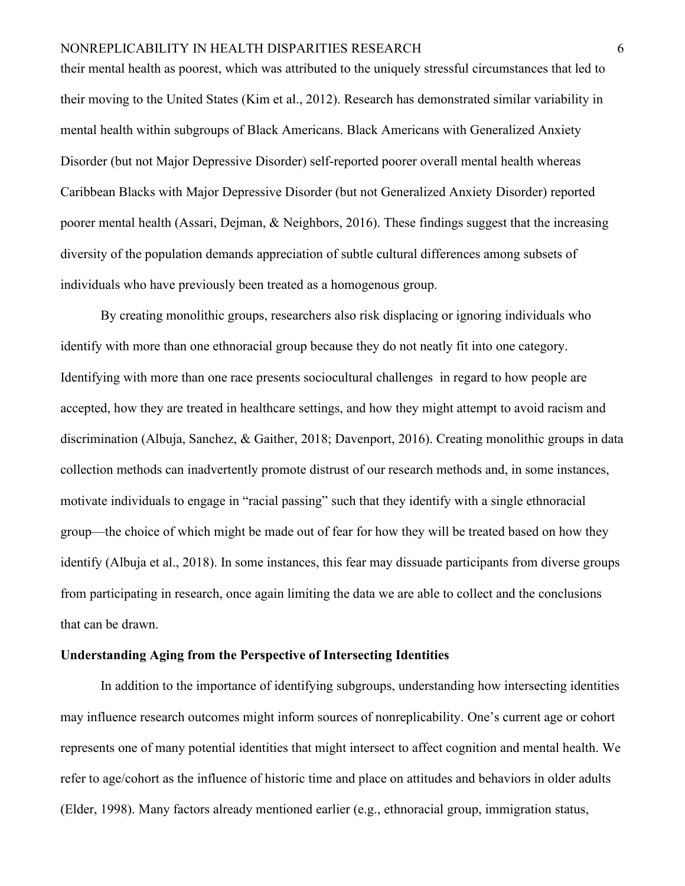their mental health as poorest, which was attributed to the uniquely stressful circumstances that led to their moving to the United States (Kim et al., 2012). Research has demonstrated similar variability in mental health within subgroups of Black Americans. Black Americans with Generalized Anxiety Disorder (but not Major Depressive Disorder) self-reported poorer overall mental health whereas Caribbean Blacks with Major Depressive Disorder (but not Generalized Anxiety Disorder) reported poorer mental health (Assari, Dejman, & Neighbors, 2016). These findings suggest that the increasing diversity of the population demands appreciation of subtle cultural differences among subsets of individuals who have previously been treated as a homogenous group.

By creating monolithic groups, researchers also risk displacing or ignoring individuals who identify with more than one ethnoracial group because they do not neatly fit into one category. Identifying with more than one race presents sociocultural challenges in regard to how people are accepted, how they are treated in healthcare settings, and how they might attempt to avoid racism and discrimination (Albuja, Sanchez, & Gaither, 2018; Davenport, 2016). Creating monolithic groups in data collection methods can inadvertently promote distrust of our research methods and, in some instances, motivate individuals to engage in "racial passing" such that they identify with a single ethnoracial group—the choice of which might be made out of fear for how they will be treated based on how they identify (Albuja et al., 2018). In some instances, this fear may dissuade participants from diverse groups from participating in research, once again limiting the data we are able to collect and the conclusions that can be drawn.

## Understanding Aging from the Perspective of Intersecting Identities

In addition to the importance of identifying subgroups, understanding how intersecting identities may influence research outcomes might inform sources of nonreplicability. One's current age or cohort represents one of many potential identities that might intersect to affect cognition and mental health. We refer to age/cohort as the influence of historic time and place on attitudes and behaviors in older adults (Elder, 1998). Many factors already mentioned earlier (e.g., ethnoracial group, immigration status,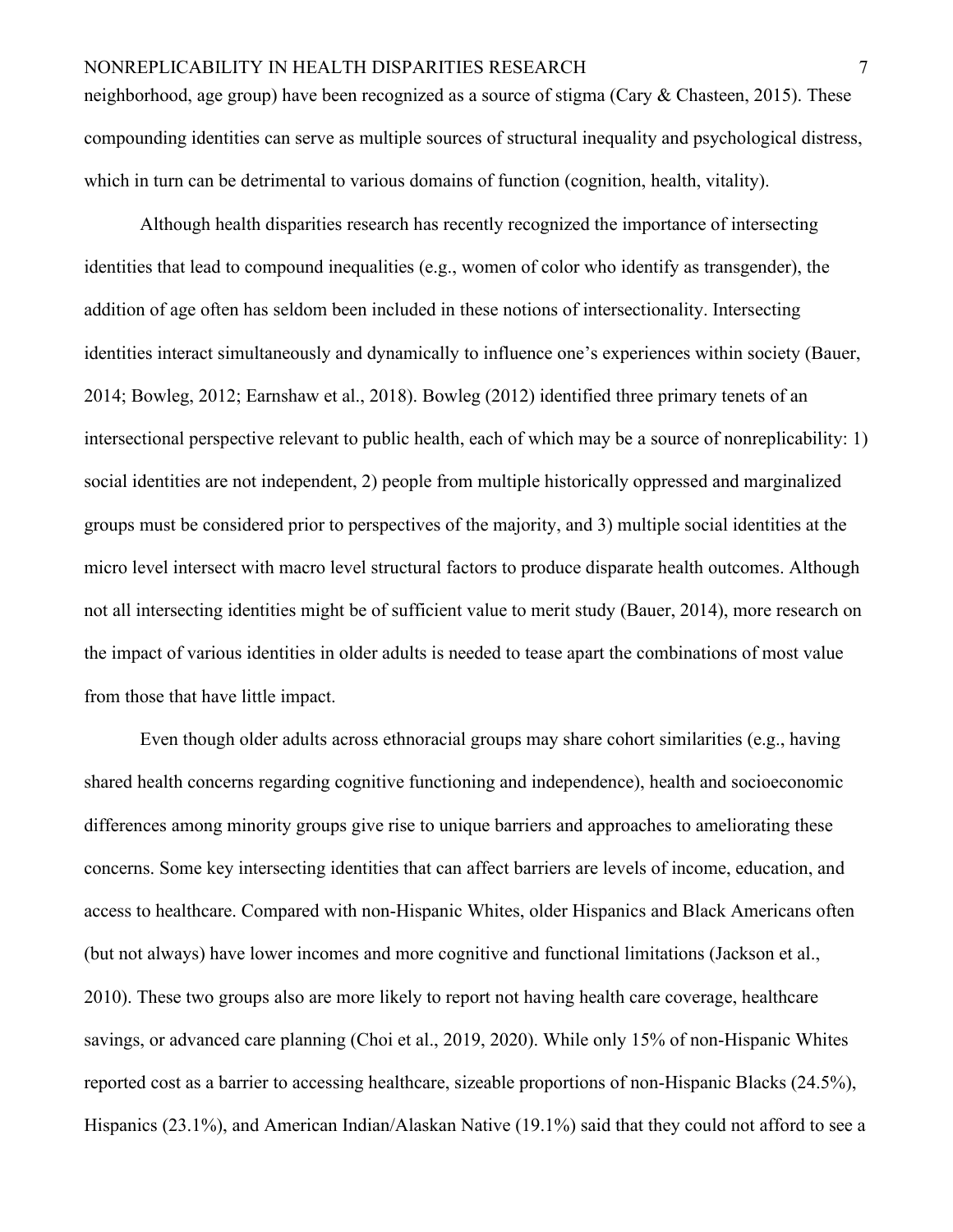neighborhood, age group) have been recognized as a source of stigma (Cary & Chasteen, 2015). These compounding identities can serve as multiple sources of structural inequality and psychological distress, which in turn can be detrimental to various domains of function (cognition, health, vitality).

Although health disparities research has recently recognized the importance of intersecting identities that lead to compound inequalities (e.g., women of color who identify as transgender), the addition of age often has seldom been included in these notions of intersectionality. Intersecting identities interact simultaneously and dynamically to influence one's experiences within society (Bauer, 2014; Bowleg, 2012; Earnshaw et al., 2018). Bowleg (2012) identified three primary tenets of an intersectional perspective relevant to public health, each of which may be a source of nonreplicability: 1) social identities are not independent, 2) people from multiple historically oppressed and marginalized groups must be considered prior to perspectives of the majority, and 3) multiple social identities at the micro level intersect with macro level structural factors to produce disparate health outcomes. Although not all intersecting identities might be of sufficient value to merit study (Bauer, 2014), more research on the impact of various identities in older adults is needed to tease apart the combinations of most value from those that have little impact.

Even though older adults across ethnoracial groups may share cohort similarities (e.g., having shared health concerns regarding cognitive functioning and independence), health and socioeconomic differences among minority groups give rise to unique barriers and approaches to ameliorating these concerns. Some key intersecting identities that can affect barriers are levels of income, education, and access to healthcare. Compared with non-Hispanic Whites, older Hispanics and Black Americans often (but not always) have lower incomes and more cognitive and functional limitations (Jackson et al., 2010). These two groups also are more likely to report not having health care coverage, healthcare savings, or advanced care planning (Choi et al., 2019, 2020). While only 15% of non-Hispanic Whites reported cost as a barrier to accessing healthcare, sizeable proportions of non-Hispanic Blacks (24.5%), Hispanics (23.1%), and American Indian/Alaskan Native (19.1%) said that they could not afford to see a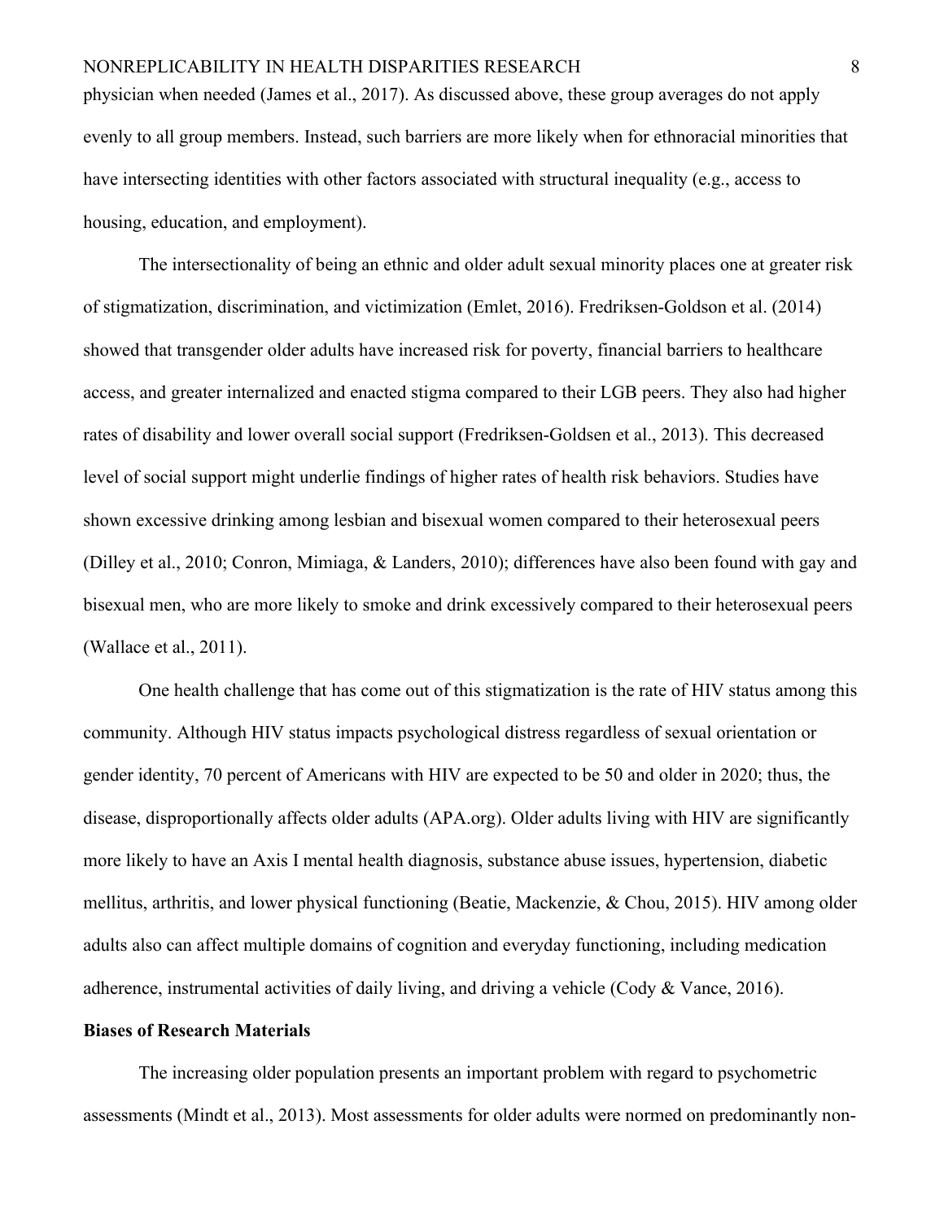physician when needed (James et al., 2017). As discussed above, these group averages do not apply evenly to all group members. Instead, such barriers are more likely when for ethnoracial minorities that have intersecting identities with other factors associated with structural inequality (e.g., access to housing, education, and employment).

The intersectionality of being an ethnic and older adult sexual minority places one at greater risk of stigmatization, discrimination, and victimization (Emlet, 2016). Fredriksen-Goldson et al. (2014) showed that transgender older adults have increased risk for poverty, financial barriers to healthcare access, and greater internalized and enacted stigma compared to their LGB peers. They also had higher rates of disability and lower overall social support (Fredriksen-Goldsen et al., 2013). This decreased level of social support might underlie findings of higher rates of health risk behaviors. Studies have shown excessive drinking among lesbian and bisexual women compared to their heterosexual peers (Dilley et al., 2010; Conron, Mimiaga, & Landers, 2010); differences have also been found with gay and bisexual men, who are more likely to smoke and drink excessively compared to their heterosexual peers (Wallace et al., 2011).

One health challenge that has come out of this stigmatization is the rate of HIV status among this community. Although HIV status impacts psychological distress regardless of sexual orientation or gender identity, 70 percent of Americans with HIV are expected to be 50 and older in 2020; thus, the disease, disproportionally affects older adults (APA.org). Older adults living with HIV are significantly more likely to have an Axis I mental health diagnosis, substance abuse issues, hypertension, diabetic mellitus, arthritis, and lower physical functioning (Beatie, Mackenzie, & Chou, 2015). HIV among older adults also can affect multiple domains of cognition and everyday functioning, including medication adherence, instrumental activities of daily living, and driving a vehicle (Cody & Vance, 2016).

**Biases of Research Materials**

The increasing older population presents an important problem with regard to psychometric assessments (Mindt et al., 2013). Most assessments for older adults were normed on predominantly non-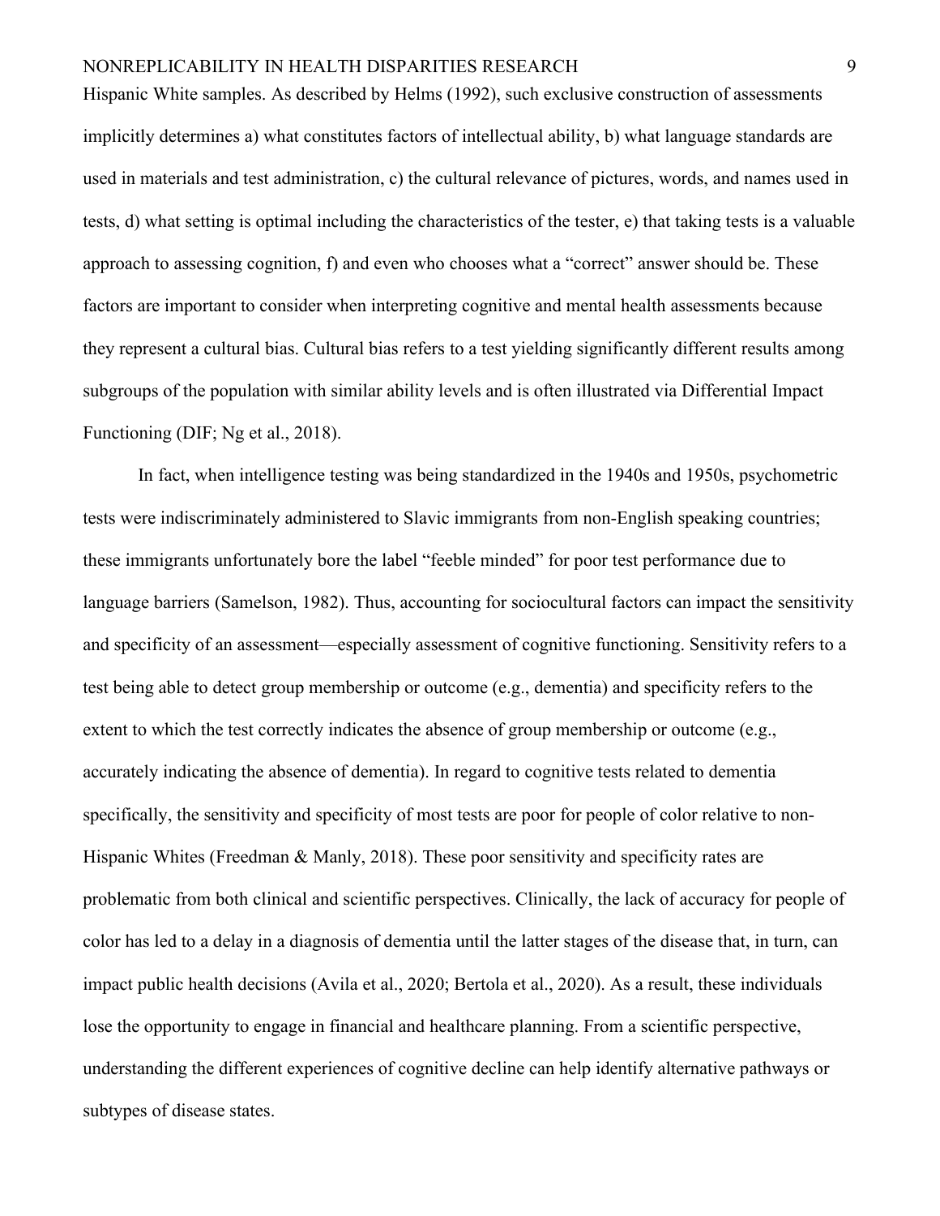Hispanic White samples. As described by Helms (1992), such exclusive construction of assessments implicitly determines a) what constitutes factors of intellectual ability, b) what language standards are used in materials and test administration, c) the cultural relevance of pictures, words, and names used in tests, d) what setting is optimal including the characteristics of the tester, e) that taking tests is a valuable approach to assessing cognition, f) and even who chooses what a "correct" answer should be. These factors are important to consider when interpreting cognitive and mental health assessments because they represent a cultural bias. Cultural bias refers to a test yielding significantly different results among subgroups of the population with similar ability levels and is often illustrated via Differential Impact Functioning (DIF; Ng et al., 2018).

In fact, when intelligence testing was being standardized in the 1940s and 1950s, psychometric tests were indiscriminately administered to Slavic immigrants from non-English speaking countries; these immigrants unfortunately bore the label "feeble minded" for poor test performance due to language barriers (Samelson, 1982). Thus, accounting for sociocultural factors can impact the sensitivity and specificity of an assessment—especially assessment of cognitive functioning. Sensitivity refers to a test being able to detect group membership or outcome (e.g., dementia) and specificity refers to the extent to which the test correctly indicates the absence of group membership or outcome (e.g., accurately indicating the absence of dementia). In regard to cognitive tests related to dementia specifically, the sensitivity and specificity of most tests are poor for people of color relative to non-Hispanic Whites (Freedman & Manly, 2018). These poor sensitivity and specificity rates are problematic from both clinical and scientific perspectives. Clinically, the lack of accuracy for people of color has led to a delay in a diagnosis of dementia until the latter stages of the disease that, in turn, can impact public health decisions (Avila et al., 2020; Bertola et al., 2020). As a result, these individuals lose the opportunity to engage in financial and healthcare planning. From a scientific perspective, understanding the different experiences of cognitive decline can help identify alternative pathways or subtypes of disease states.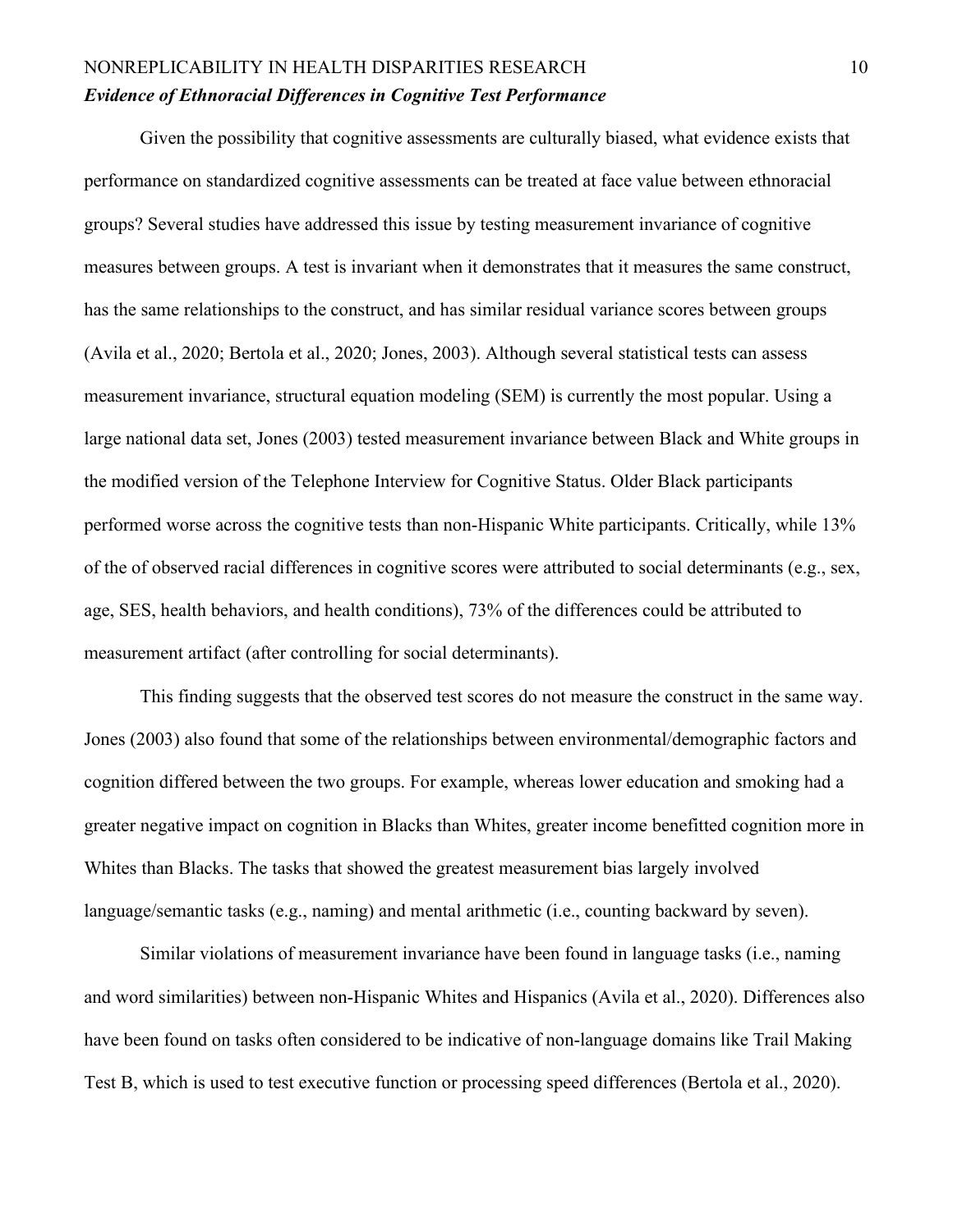### ***Evidence of Ethnoracial Differences in Cognitive Test Performance***

Given the possibility that cognitive assessments are culturally biased, what evidence exists that performance on standardized cognitive assessments can be treated at face value between ethnoracial groups? Several studies have addressed this issue by testing measurement invariance of cognitive measures between groups. A test is invariant when it demonstrates that it measures the same construct, has the same relationships to the construct, and has similar residual variance scores between groups (Avila et al., 2020; Bertola et al., 2020; Jones, 2003). Although several statistical tests can assess measurement invariance, structural equation modeling (SEM) is currently the most popular. Using a large national data set, Jones (2003) tested measurement invariance between Black and White groups in the modified version of the Telephone Interview for Cognitive Status. Older Black participants performed worse across the cognitive tests than non-Hispanic White participants. Critically, while 13% of the of observed racial differences in cognitive scores were attributed to social determinants (e.g., sex, age, SES, health behaviors, and health conditions), 73% of the differences could be attributed to measurement artifact (after controlling for social determinants).

This finding suggests that the observed test scores do not measure the construct in the same way. Jones (2003) also found that some of the relationships between environmental/demographic factors and cognition differed between the two groups. For example, whereas lower education and smoking had a greater negative impact on cognition in Blacks than Whites, greater income benefitted cognition more in Whites than Blacks. The tasks that showed the greatest measurement bias largely involved language/semantic tasks (e.g., naming) and mental arithmetic (i.e., counting backward by seven).

Similar violations of measurement invariance have been found in language tasks (i.e., naming and word similarities) between non-Hispanic Whites and Hispanics (Avila et al., 2020). Differences also have been found on tasks often considered to be indicative of non-language domains like Trail Making Test B, which is used to test executive function or processing speed differences (Bertola et al., 2020).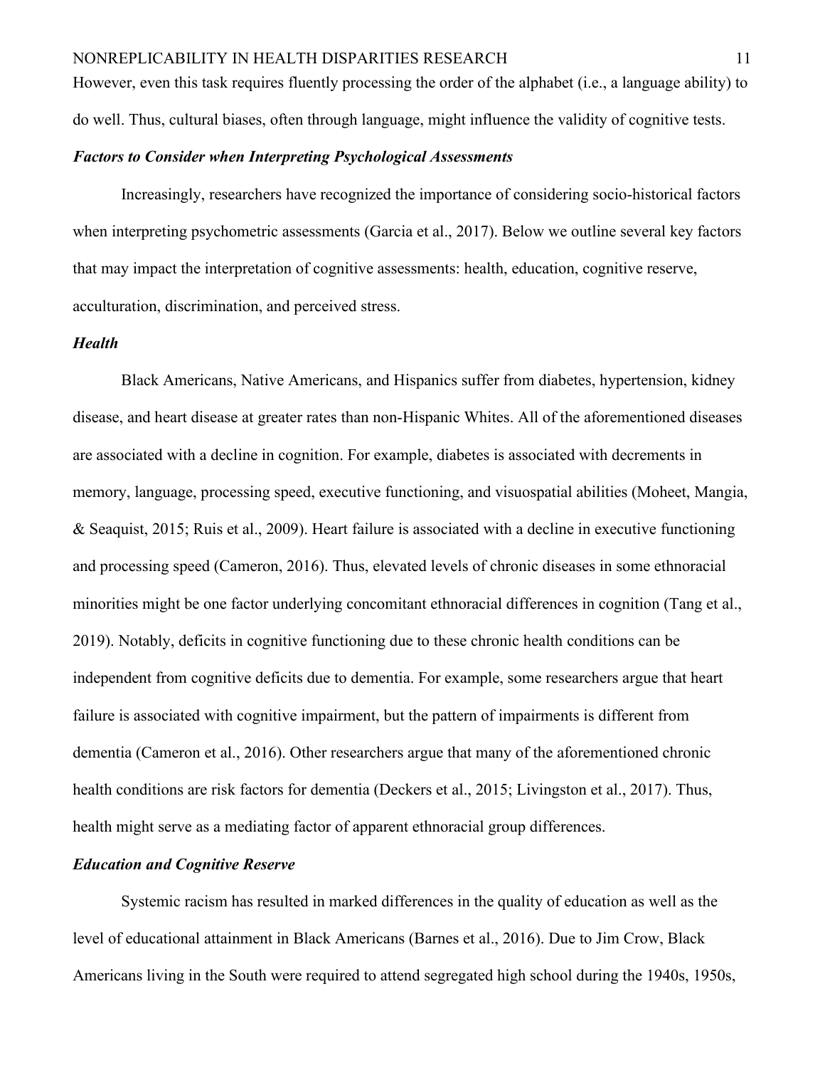However, even this task requires fluently processing the order of the alphabet (i.e., a language ability) to do well. Thus, cultural biases, often through language, might influence the validity of cognitive tests.

### *Factors to Consider when Interpreting Psychological Assessments*

Increasingly, researchers have recognized the importance of considering socio-historical factors when interpreting psychometric assessments (Garcia et al., 2017). Below we outline several key factors that may impact the interpretation of cognitive assessments: health, education, cognitive reserve, acculturation, discrimination, and perceived stress.

### *Health*

Black Americans, Native Americans, and Hispanics suffer from diabetes, hypertension, kidney disease, and heart disease at greater rates than non-Hispanic Whites. All of the aforementioned diseases are associated with a decline in cognition. For example, diabetes is associated with decrements in memory, language, processing speed, executive functioning, and visuospatial abilities (Moheet, Mangia, & Seaquist, 2015; Ruis et al., 2009). Heart failure is associated with a decline in executive functioning and processing speed (Cameron, 2016). Thus, elevated levels of chronic diseases in some ethnoracial minorities might be one factor underlying concomitant ethnoracial differences in cognition (Tang et al., 2019). Notably, deficits in cognitive functioning due to these chronic health conditions can be independent from cognitive deficits due to dementia. For example, some researchers argue that heart failure is associated with cognitive impairment, but the pattern of impairments is different from dementia (Cameron et al., 2016). Other researchers argue that many of the aforementioned chronic health conditions are risk factors for dementia (Deckers et al., 2015; Livingston et al., 2017). Thus, health might serve as a mediating factor of apparent ethnoracial group differences.

### *Education and Cognitive Reserve*

Systemic racism has resulted in marked differences in the quality of education as well as the level of educational attainment in Black Americans (Barnes et al., 2016). Due to Jim Crow, Black Americans living in the South were required to attend segregated high school during the 1940s, 1950s,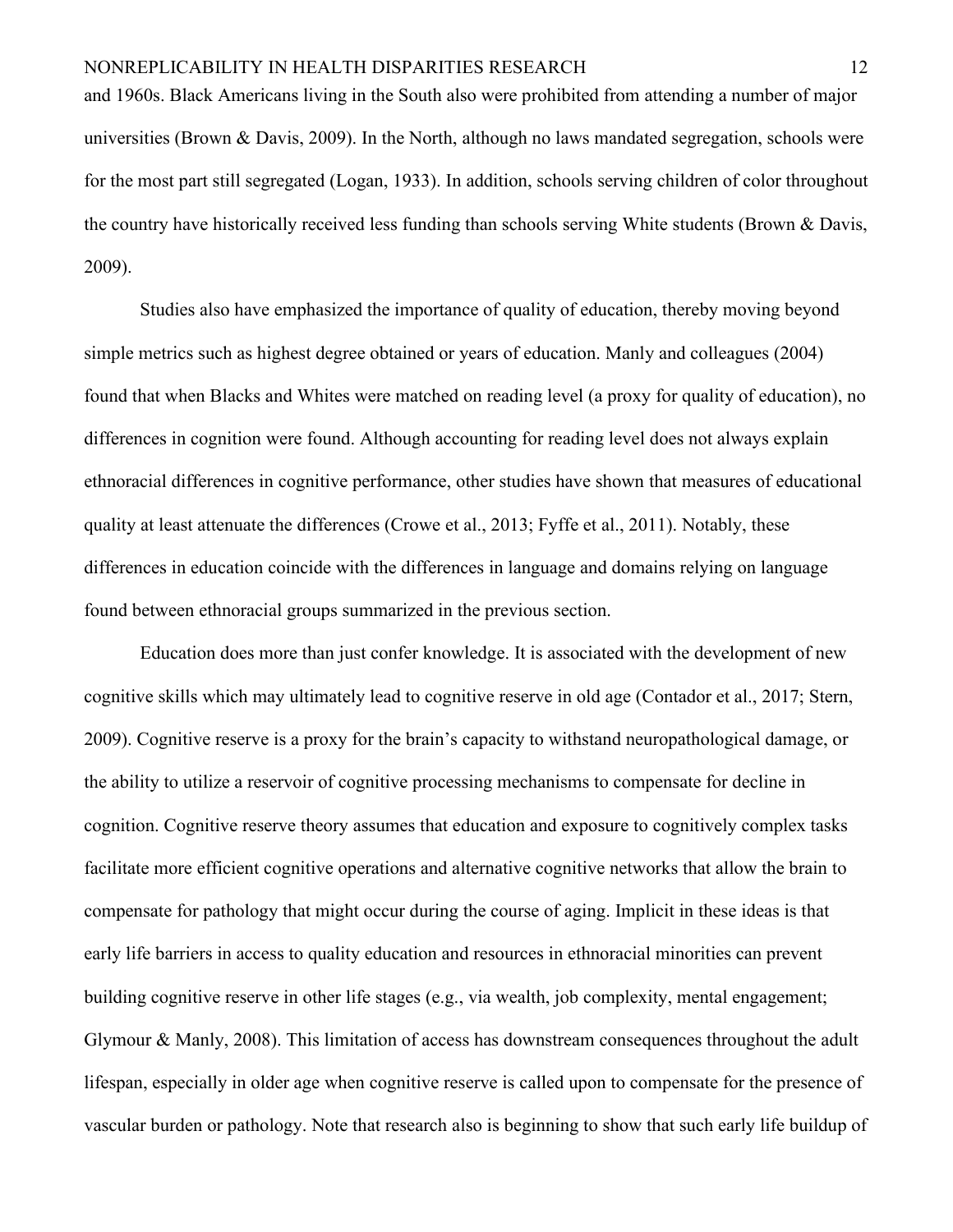and 1960s. Black Americans living in the South also were prohibited from attending a number of major universities (Brown & Davis, 2009). In the North, although no laws mandated segregation, schools were for the most part still segregated (Logan, 1933). In addition, schools serving children of color throughout the country have historically received less funding than schools serving White students (Brown & Davis, 2009).

Studies also have emphasized the importance of quality of education, thereby moving beyond simple metrics such as highest degree obtained or years of education. Manly and colleagues (2004) found that when Blacks and Whites were matched on reading level (a proxy for quality of education), no differences in cognition were found. Although accounting for reading level does not always explain ethnoracial differences in cognitive performance, other studies have shown that measures of educational quality at least attenuate the differences (Crowe et al., 2013; Fyffe et al., 2011). Notably, these differences in education coincide with the differences in language and domains relying on language found between ethnoracial groups summarized in the previous section.

Education does more than just confer knowledge. It is associated with the development of new cognitive skills which may ultimately lead to cognitive reserve in old age (Contador et al., 2017; Stern, 2009). Cognitive reserve is a proxy for the brain's capacity to withstand neuropathological damage, or the ability to utilize a reservoir of cognitive processing mechanisms to compensate for decline in cognition. Cognitive reserve theory assumes that education and exposure to cognitively complex tasks facilitate more efficient cognitive operations and alternative cognitive networks that allow the brain to compensate for pathology that might occur during the course of aging. Implicit in these ideas is that early life barriers in access to quality education and resources in ethnoracial minorities can prevent building cognitive reserve in other life stages (e.g., via wealth, job complexity, mental engagement; Glymour & Manly, 2008). This limitation of access has downstream consequences throughout the adult lifespan, especially in older age when cognitive reserve is called upon to compensate for the presence of vascular burden or pathology. Note that research also is beginning to show that such early life buildup of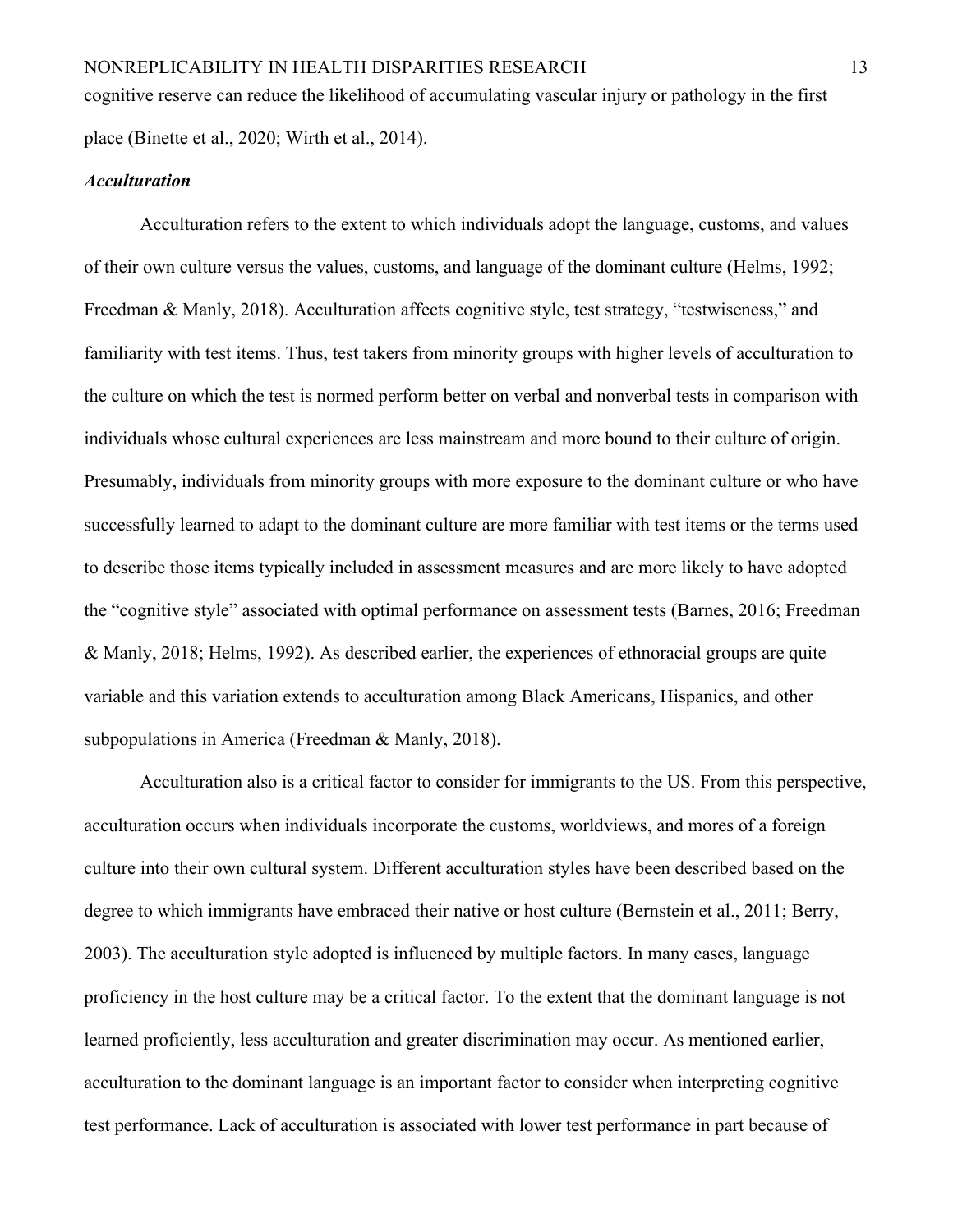cognitive reserve can reduce the likelihood of accumulating vascular injury or pathology in the first place (Binette et al., 2020; Wirth et al., 2014).

### *Acculturation*

Acculturation refers to the extent to which individuals adopt the language, customs, and values of their own culture versus the values, customs, and language of the dominant culture (Helms, 1992; Freedman & Manly, 2018). Acculturation affects cognitive style, test strategy, "testwiseness," and familiarity with test items. Thus, test takers from minority groups with higher levels of acculturation to the culture on which the test is normed perform better on verbal and nonverbal tests in comparison with individuals whose cultural experiences are less mainstream and more bound to their culture of origin. Presumably, individuals from minority groups with more exposure to the dominant culture or who have successfully learned to adapt to the dominant culture are more familiar with test items or the terms used to describe those items typically included in assessment measures and are more likely to have adopted the "cognitive style" associated with optimal performance on assessment tests (Barnes, 2016; Freedman & Manly, 2018; Helms, 1992). As described earlier, the experiences of ethnoracial groups are quite variable and this variation extends to acculturation among Black Americans, Hispanics, and other subpopulations in America (Freedman & Manly, 2018).

Acculturation also is a critical factor to consider for immigrants to the US. From this perspective, acculturation occurs when individuals incorporate the customs, worldviews, and mores of a foreign culture into their own cultural system. Different acculturation styles have been described based on the degree to which immigrants have embraced their native or host culture (Bernstein et al., 2011; Berry, 2003). The acculturation style adopted is influenced by multiple factors. In many cases, language proficiency in the host culture may be a critical factor. To the extent that the dominant language is not learned proficiently, less acculturation and greater discrimination may occur. As mentioned earlier, acculturation to the dominant language is an important factor to consider when interpreting cognitive test performance. Lack of acculturation is associated with lower test performance in part because of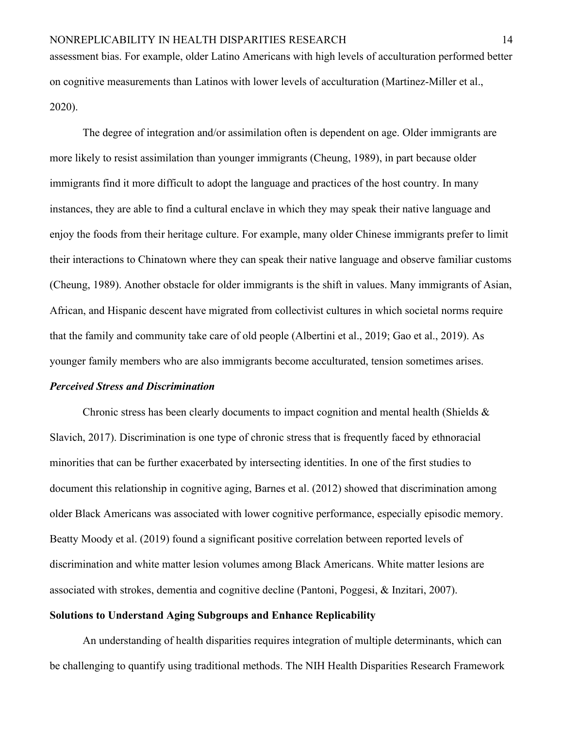assessment bias. For example, older Latino Americans with high levels of acculturation performed better on cognitive measurements than Latinos with lower levels of acculturation (Martinez-Miller et al., 2020).

The degree of integration and/or assimilation often is dependent on age. Older immigrants are more likely to resist assimilation than younger immigrants (Cheung, 1989), in part because older immigrants find it more difficult to adopt the language and practices of the host country. In many instances, they are able to find a cultural enclave in which they may speak their native language and enjoy the foods from their heritage culture. For example, many older Chinese immigrants prefer to limit their interactions to Chinatown where they can speak their native language and observe familiar customs (Cheung, 1989). Another obstacle for older immigrants is the shift in values. Many immigrants of Asian, African, and Hispanic descent have migrated from collectivist cultures in which societal norms require that the family and community take care of old people (Albertini et al., 2019; Gao et al., 2019). As younger family members who are also immigrants become acculturated, tension sometimes arises.

### *Perceived Stress and Discrimination*

Chronic stress has been clearly documents to impact cognition and mental health (Shields & Slavich, 2017). Discrimination is one type of chronic stress that is frequently faced by ethnoracial minorities that can be further exacerbated by intersecting identities. In one of the first studies to document this relationship in cognitive aging, Barnes et al. (2012) showed that discrimination among older Black Americans was associated with lower cognitive performance, especially episodic memory. Beatty Moody et al. (2019) found a significant positive correlation between reported levels of discrimination and white matter lesion volumes among Black Americans. White matter lesions are associated with strokes, dementia and cognitive decline (Pantoni, Poggesi, & Inzitari, 2007).

## Solutions to Understand Aging Subgroups and Enhance Replicability

An understanding of health disparities requires integration of multiple determinants, which can be challenging to quantify using traditional methods. The NIH Health Disparities Research Framework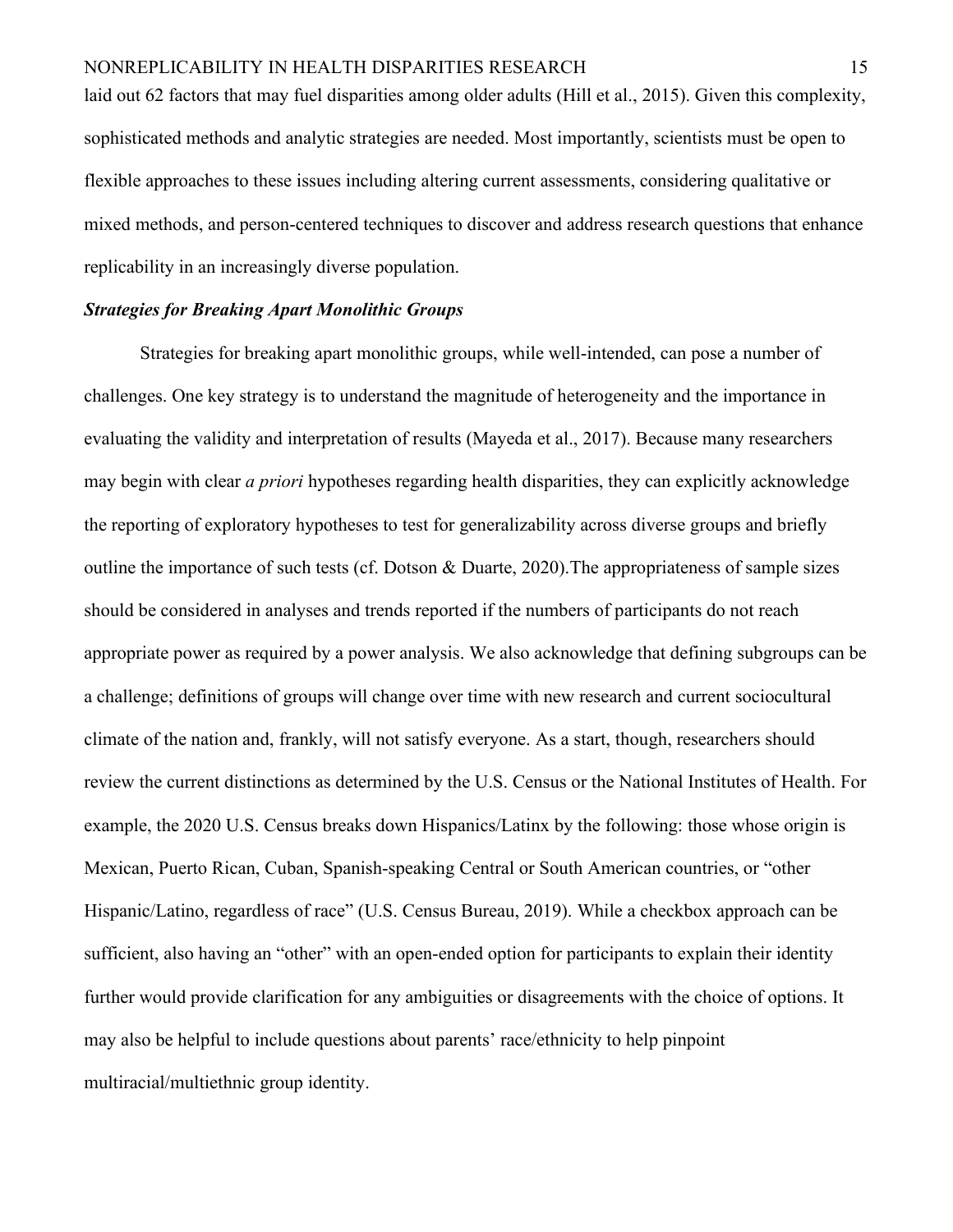laid out 62 factors that may fuel disparities among older adults (Hill et al., 2015). Given this complexity, sophisticated methods and analytic strategies are needed. Most importantly, scientists must be open to flexible approaches to these issues including altering current assessments, considering qualitative or mixed methods, and person-centered techniques to discover and address research questions that enhance replicability in an increasingly diverse population.

### ***Strategies for Breaking Apart Monolithic Groups***

Strategies for breaking apart monolithic groups, while well-intended, can pose a number of challenges. One key strategy is to understand the magnitude of heterogeneity and the importance in evaluating the validity and interpretation of results (Mayeda et al., 2017). Because many researchers may begin with clear *a priori* hypotheses regarding health disparities, they can explicitly acknowledge the reporting of exploratory hypotheses to test for generalizability across diverse groups and briefly outline the importance of such tests (cf. Dotson & Duarte, 2020).The appropriateness of sample sizes should be considered in analyses and trends reported if the numbers of participants do not reach appropriate power as required by a power analysis. We also acknowledge that defining subgroups can be a challenge; definitions of groups will change over time with new research and current sociocultural climate of the nation and, frankly, will not satisfy everyone. As a start, though, researchers should review the current distinctions as determined by the U.S. Census or the National Institutes of Health. For example, the 2020 U.S. Census breaks down Hispanics/Latinx by the following: those whose origin is Mexican, Puerto Rican, Cuban, Spanish-speaking Central or South American countries, or "other Hispanic/Latino, regardless of race" (U.S. Census Bureau, 2019). While a checkbox approach can be sufficient, also having an "other" with an open-ended option for participants to explain their identity further would provide clarification for any ambiguities or disagreements with the choice of options. It may also be helpful to include questions about parents' race/ethnicity to help pinpoint multiracial/multiethnic group identity.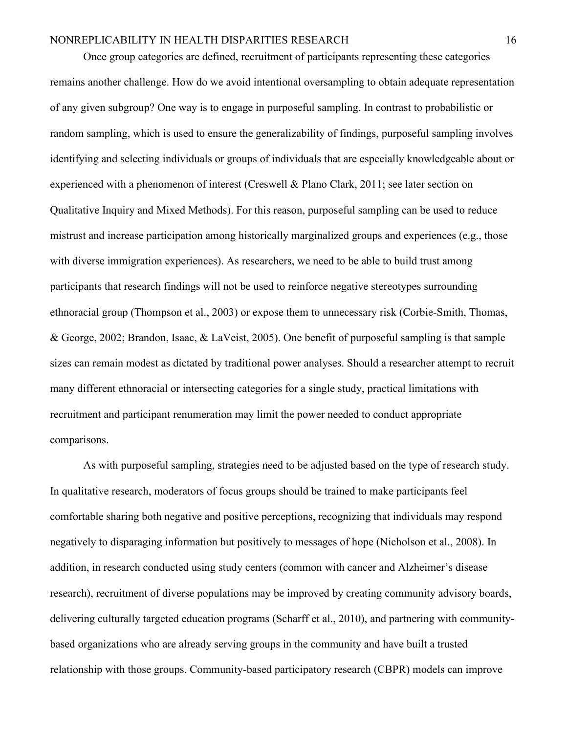Once group categories are defined, recruitment of participants representing these categories remains another challenge. How do we avoid intentional oversampling to obtain adequate representation of any given subgroup? One way is to engage in purposeful sampling. In contrast to probabilistic or random sampling, which is used to ensure the generalizability of findings, purposeful sampling involves identifying and selecting individuals or groups of individuals that are especially knowledgeable about or experienced with a phenomenon of interest (Creswell & Plano Clark, 2011; see later section on Qualitative Inquiry and Mixed Methods). For this reason, purposeful sampling can be used to reduce mistrust and increase participation among historically marginalized groups and experiences (e.g., those with diverse immigration experiences). As researchers, we need to be able to build trust among participants that research findings will not be used to reinforce negative stereotypes surrounding ethnoracial group (Thompson et al., 2003) or expose them to unnecessary risk (Corbie-Smith, Thomas, & George, 2002; Brandon, Isaac, & LaVeist, 2005). One benefit of purposeful sampling is that sample sizes can remain modest as dictated by traditional power analyses. Should a researcher attempt to recruit many different ethnoracial or intersecting categories for a single study, practical limitations with recruitment and participant renumeration may limit the power needed to conduct appropriate comparisons.

As with purposeful sampling, strategies need to be adjusted based on the type of research study. In qualitative research, moderators of focus groups should be trained to make participants feel comfortable sharing both negative and positive perceptions, recognizing that individuals may respond negatively to disparaging information but positively to messages of hope (Nicholson et al., 2008). In addition, in research conducted using study centers (common with cancer and Alzheimer's disease research), recruitment of diverse populations may be improved by creating community advisory boards, delivering culturally targeted education programs (Scharff et al., 2010), and partnering with community-based organizations who are already serving groups in the community and have built a trusted relationship with those groups. Community-based participatory research (CBPR) models can improve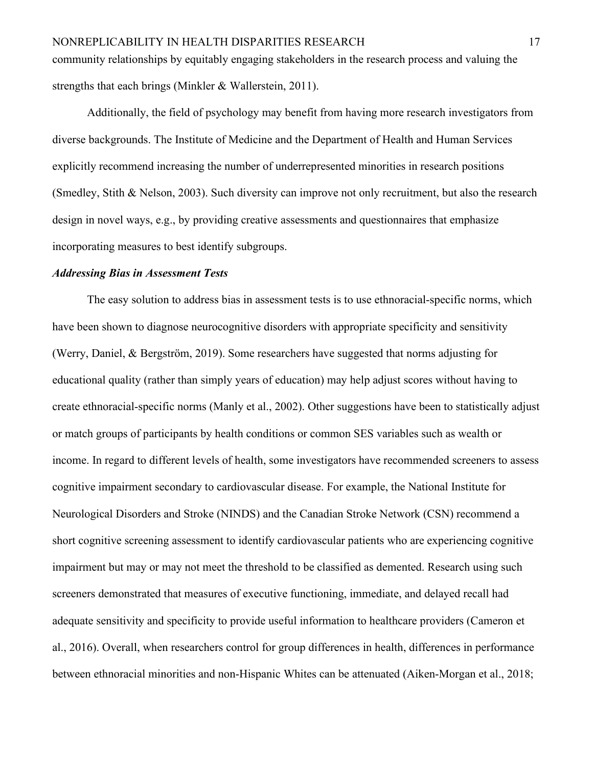community relationships by equitably engaging stakeholders in the research process and valuing the strengths that each brings (Minkler & Wallerstein, 2011).

Additionally, the field of psychology may benefit from having more research investigators from diverse backgrounds. The Institute of Medicine and the Department of Health and Human Services explicitly recommend increasing the number of underrepresented minorities in research positions (Smedley, Stith & Nelson, 2003). Such diversity can improve not only recruitment, but also the research design in novel ways, e.g., by providing creative assessments and questionnaires that emphasize incorporating measures to best identify subgroups.

***Addressing Bias in Assessment Tests***

The easy solution to address bias in assessment tests is to use ethnoracial-specific norms, which have been shown to diagnose neurocognitive disorders with appropriate specificity and sensitivity (Werry, Daniel, & Bergström, 2019). Some researchers have suggested that norms adjusting for educational quality (rather than simply years of education) may help adjust scores without having to create ethnoracial-specific norms (Manly et al., 2002). Other suggestions have been to statistically adjust or match groups of participants by health conditions or common SES variables such as wealth or income. In regard to different levels of health, some investigators have recommended screeners to assess cognitive impairment secondary to cardiovascular disease. For example, the National Institute for Neurological Disorders and Stroke (NINDS) and the Canadian Stroke Network (CSN) recommend a short cognitive screening assessment to identify cardiovascular patients who are experiencing cognitive impairment but may or may not meet the threshold to be classified as demented. Research using such screeners demonstrated that measures of executive functioning, immediate, and delayed recall had adequate sensitivity and specificity to provide useful information to healthcare providers (Cameron et al., 2016). Overall, when researchers control for group differences in health, differences in performance between ethnoracial minorities and non-Hispanic Whites can be attenuated (Aiken-Morgan et al., 2018;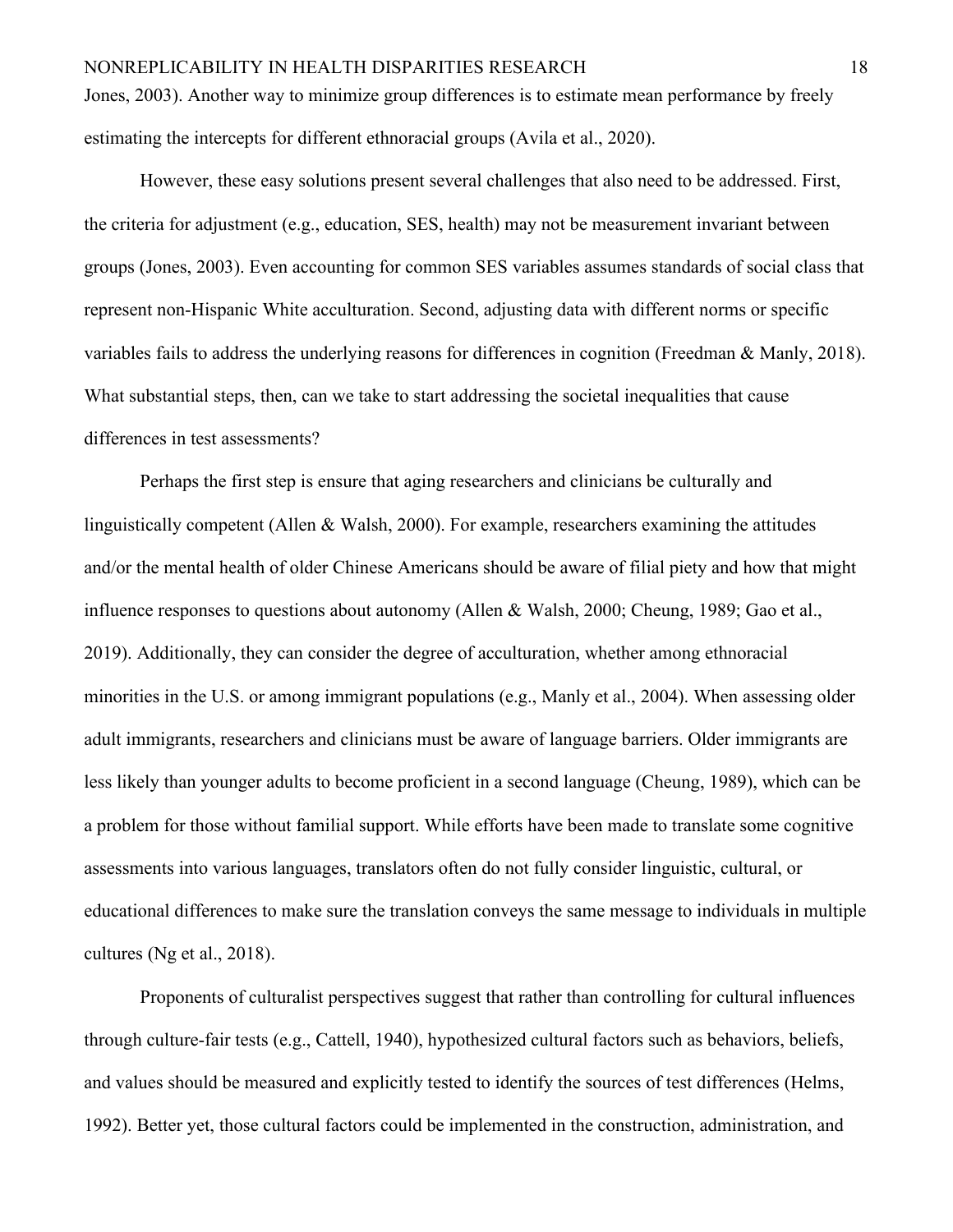Jones, 2003). Another way to minimize group differences is to estimate mean performance by freely estimating the intercepts for different ethnoracial groups (Avila et al., 2020).

However, these easy solutions present several challenges that also need to be addressed. First, the criteria for adjustment (e.g., education, SES, health) may not be measurement invariant between groups (Jones, 2003). Even accounting for common SES variables assumes standards of social class that represent non-Hispanic White acculturation. Second, adjusting data with different norms or specific variables fails to address the underlying reasons for differences in cognition (Freedman & Manly, 2018). What substantial steps, then, can we take to start addressing the societal inequalities that cause differences in test assessments?

Perhaps the first step is ensure that aging researchers and clinicians be culturally and linguistically competent (Allen & Walsh, 2000). For example, researchers examining the attitudes and/or the mental health of older Chinese Americans should be aware of filial piety and how that might influence responses to questions about autonomy (Allen & Walsh, 2000; Cheung, 1989; Gao et al., 2019). Additionally, they can consider the degree of acculturation, whether among ethnoracial minorities in the U.S. or among immigrant populations (e.g., Manly et al., 2004). When assessing older adult immigrants, researchers and clinicians must be aware of language barriers. Older immigrants are less likely than younger adults to become proficient in a second language (Cheung, 1989), which can be a problem for those without familial support. While efforts have been made to translate some cognitive assessments into various languages, translators often do not fully consider linguistic, cultural, or educational differences to make sure the translation conveys the same message to individuals in multiple cultures (Ng et al., 2018).

Proponents of culturalist perspectives suggest that rather than controlling for cultural influences through culture-fair tests (e.g., Cattell, 1940), hypothesized cultural factors such as behaviors, beliefs, and values should be measured and explicitly tested to identify the sources of test differences (Helms, 1992). Better yet, those cultural factors could be implemented in the construction, administration, and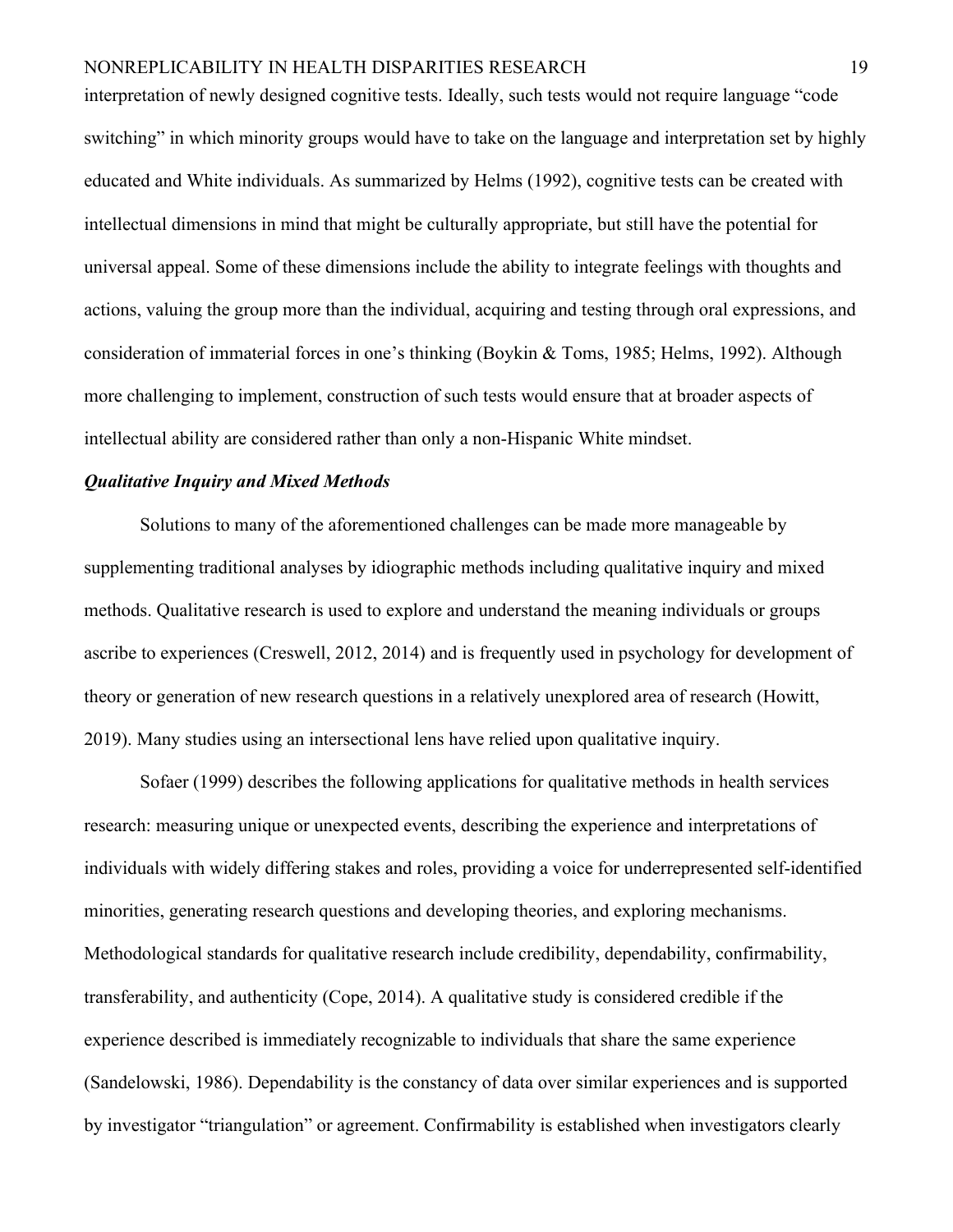interpretation of newly designed cognitive tests. Ideally, such tests would not require language "code switching" in which minority groups would have to take on the language and interpretation set by highly educated and White individuals. As summarized by Helms (1992), cognitive tests can be created with intellectual dimensions in mind that might be culturally appropriate, but still have the potential for universal appeal. Some of these dimensions include the ability to integrate feelings with thoughts and actions, valuing the group more than the individual, acquiring and testing through oral expressions, and consideration of immaterial forces in one's thinking (Boykin & Toms, 1985; Helms, 1992). Although more challenging to implement, construction of such tests would ensure that at broader aspects of intellectual ability are considered rather than only a non-Hispanic White mindset.

### ***Qualitative Inquiry and Mixed Methods***

Solutions to many of the aforementioned challenges can be made more manageable by supplementing traditional analyses by idiographic methods including qualitative inquiry and mixed methods. Qualitative research is used to explore and understand the meaning individuals or groups ascribe to experiences (Creswell, 2012, 2014) and is frequently used in psychology for development of theory or generation of new research questions in a relatively unexplored area of research (Howitt, 2019). Many studies using an intersectional lens have relied upon qualitative inquiry.

Sofaer (1999) describes the following applications for qualitative methods in health services research: measuring unique or unexpected events, describing the experience and interpretations of individuals with widely differing stakes and roles, providing a voice for underrepresented self-identified minorities, generating research questions and developing theories, and exploring mechanisms. Methodological standards for qualitative research include credibility, dependability, confirmability, transferability, and authenticity (Cope, 2014). A qualitative study is considered credible if the experience described is immediately recognizable to individuals that share the same experience (Sandelowski, 1986). Dependability is the constancy of data over similar experiences and is supported by investigator "triangulation" or agreement. Confirmability is established when investigators clearly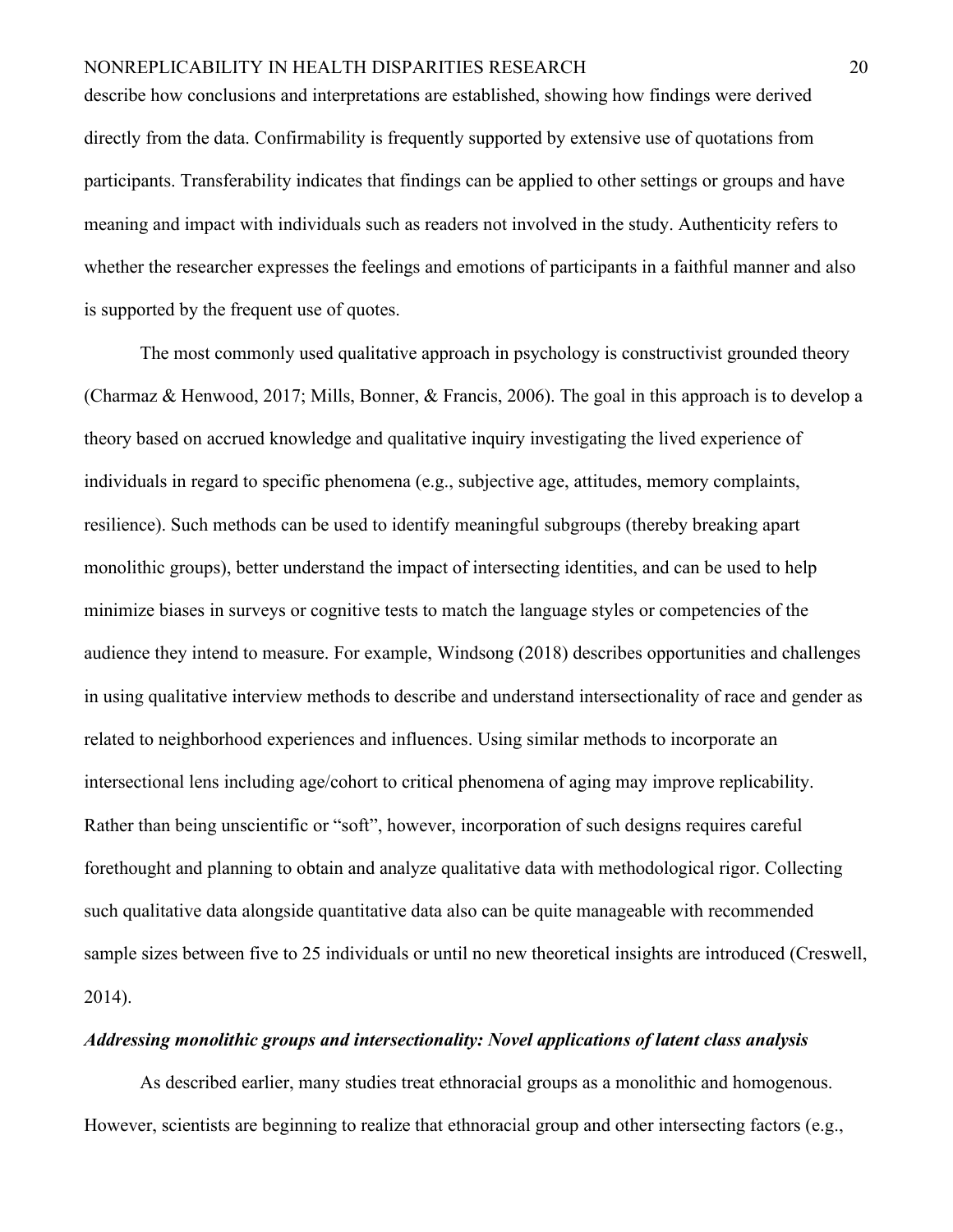describe how conclusions and interpretations are established, showing how findings were derived directly from the data. Confirmability is frequently supported by extensive use of quotations from participants. Transferability indicates that findings can be applied to other settings or groups and have meaning and impact with individuals such as readers not involved in the study. Authenticity refers to whether the researcher expresses the feelings and emotions of participants in a faithful manner and also is supported by the frequent use of quotes.

The most commonly used qualitative approach in psychology is constructivist grounded theory (Charmaz & Henwood, 2017; Mills, Bonner, & Francis, 2006). The goal in this approach is to develop a theory based on accrued knowledge and qualitative inquiry investigating the lived experience of individuals in regard to specific phenomena (e.g., subjective age, attitudes, memory complaints, resilience). Such methods can be used to identify meaningful subgroups (thereby breaking apart monolithic groups), better understand the impact of intersecting identities, and can be used to help minimize biases in surveys or cognitive tests to match the language styles or competencies of the audience they intend to measure. For example, Windsong (2018) describes opportunities and challenges in using qualitative interview methods to describe and understand intersectionality of race and gender as related to neighborhood experiences and influences. Using similar methods to incorporate an intersectional lens including age/cohort to critical phenomena of aging may improve replicability. Rather than being unscientific or "soft", however, incorporation of such designs requires careful forethought and planning to obtain and analyze qualitative data with methodological rigor. Collecting such qualitative data alongside quantitative data also can be quite manageable with recommended sample sizes between five to 25 individuals or until no new theoretical insights are introduced (Creswell, 2014).

***Addressing monolithic groups and intersectionality: Novel applications of latent class analysis***

As described earlier, many studies treat ethnoracial groups as a monolithic and homogenous. However, scientists are beginning to realize that ethnoracial group and other intersecting factors (e.g.,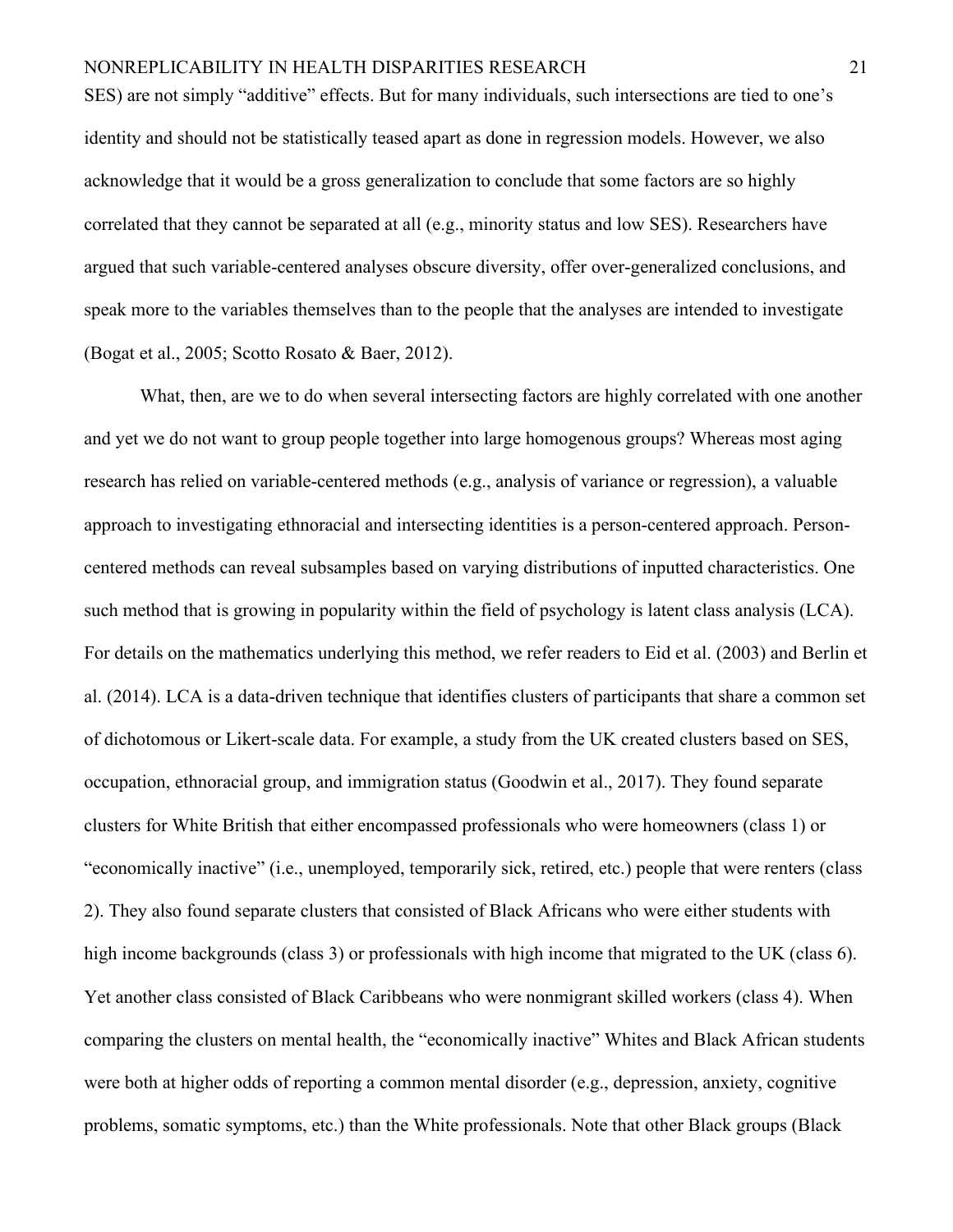SES) are not simply “additive” effects. But for many individuals, such intersections are tied to one’s identity and should not be statistically teased apart as done in regression models. However, we also acknowledge that it would be a gross generalization to conclude that some factors are so highly correlated that they cannot be separated at all (e.g., minority status and low SES). Researchers have argued that such variable-centered analyses obscure diversity, offer over-generalized conclusions, and speak more to the variables themselves than to the people that the analyses are intended to investigate (Bogat et al., 2005; Scotto Rosato & Baer, 2012).

What, then, are we to do when several intersecting factors are highly correlated with one another and yet we do not want to group people together into large homogenous groups? Whereas most aging research has relied on variable-centered methods (e.g., analysis of variance or regression), a valuable approach to investigating ethnoracial and intersecting identities is a person-centered approach. Person-centered methods can reveal subsamples based on varying distributions of inputted characteristics. One such method that is growing in popularity within the field of psychology is latent class analysis (LCA). For details on the mathematics underlying this method, we refer readers to Eid et al. (2003) and Berlin et al. (2014). LCA is a data-driven technique that identifies clusters of participants that share a common set of dichotomous or Likert-scale data. For example, a study from the UK created clusters based on SES, occupation, ethnoracial group, and immigration status (Goodwin et al., 2017). They found separate clusters for White British that either encompassed professionals who were homeowners (class 1) or “economically inactive” (i.e., unemployed, temporarily sick, retired, etc.) people that were renters (class 2). They also found separate clusters that consisted of Black Africans who were either students with high income backgrounds (class 3) or professionals with high income that migrated to the UK (class 6). Yet another class consisted of Black Caribbeans who were nonmigrant skilled workers (class 4). When comparing the clusters on mental health, the “economically inactive” Whites and Black African students were both at higher odds of reporting a common mental disorder (e.g., depression, anxiety, cognitive problems, somatic symptoms, etc.) than the White professionals. Note that other Black groups (Black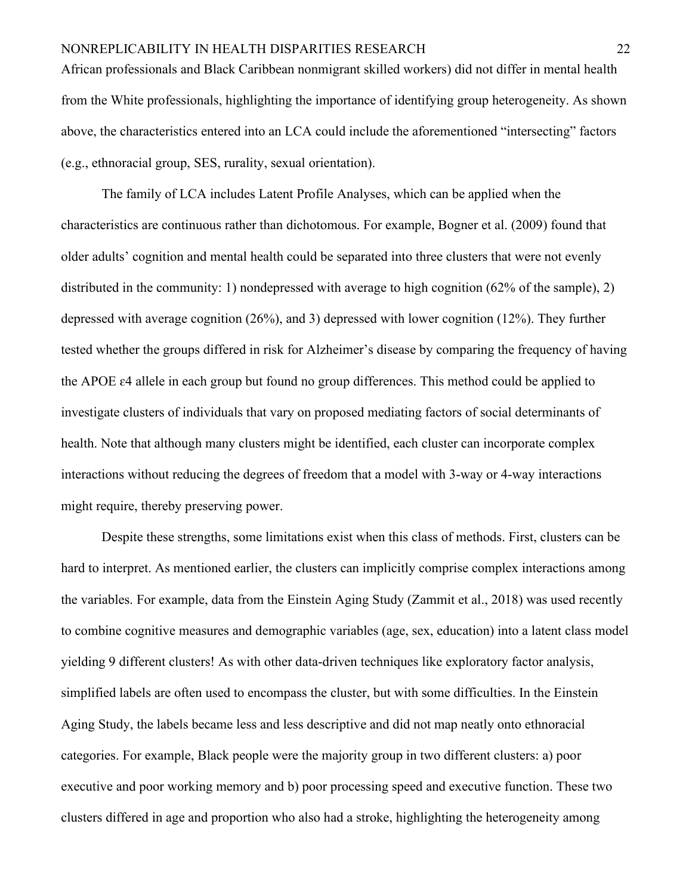African professionals and Black Caribbean nonmigrant skilled workers) did not differ in mental health from the White professionals, highlighting the importance of identifying group heterogeneity. As shown above, the characteristics entered into an LCA could include the aforementioned "intersecting" factors (e.g., ethnoracial group, SES, rurality, sexual orientation).

The family of LCA includes Latent Profile Analyses, which can be applied when the characteristics are continuous rather than dichotomous. For example, Bogner et al. (2009) found that older adults' cognition and mental health could be separated into three clusters that were not evenly distributed in the community: 1) nondepressed with average to high cognition (62% of the sample), 2) depressed with average cognition (26%), and 3) depressed with lower cognition (12%). They further tested whether the groups differed in risk for Alzheimer's disease by comparing the frequency of having the APOE ε4 allele in each group but found no group differences. This method could be applied to investigate clusters of individuals that vary on proposed mediating factors of social determinants of health. Note that although many clusters might be identified, each cluster can incorporate complex interactions without reducing the degrees of freedom that a model with 3-way or 4-way interactions might require, thereby preserving power.

Despite these strengths, some limitations exist when this class of methods. First, clusters can be hard to interpret. As mentioned earlier, the clusters can implicitly comprise complex interactions among the variables. For example, data from the Einstein Aging Study (Zammit et al., 2018) was used recently to combine cognitive measures and demographic variables (age, sex, education) into a latent class model yielding 9 different clusters! As with other data-driven techniques like exploratory factor analysis, simplified labels are often used to encompass the cluster, but with some difficulties. In the Einstein Aging Study, the labels became less and less descriptive and did not map neatly onto ethnoracial categories. For example, Black people were the majority group in two different clusters: a) poor executive and poor working memory and b) poor processing speed and executive function. These two clusters differed in age and proportion who also had a stroke, highlighting the heterogeneity among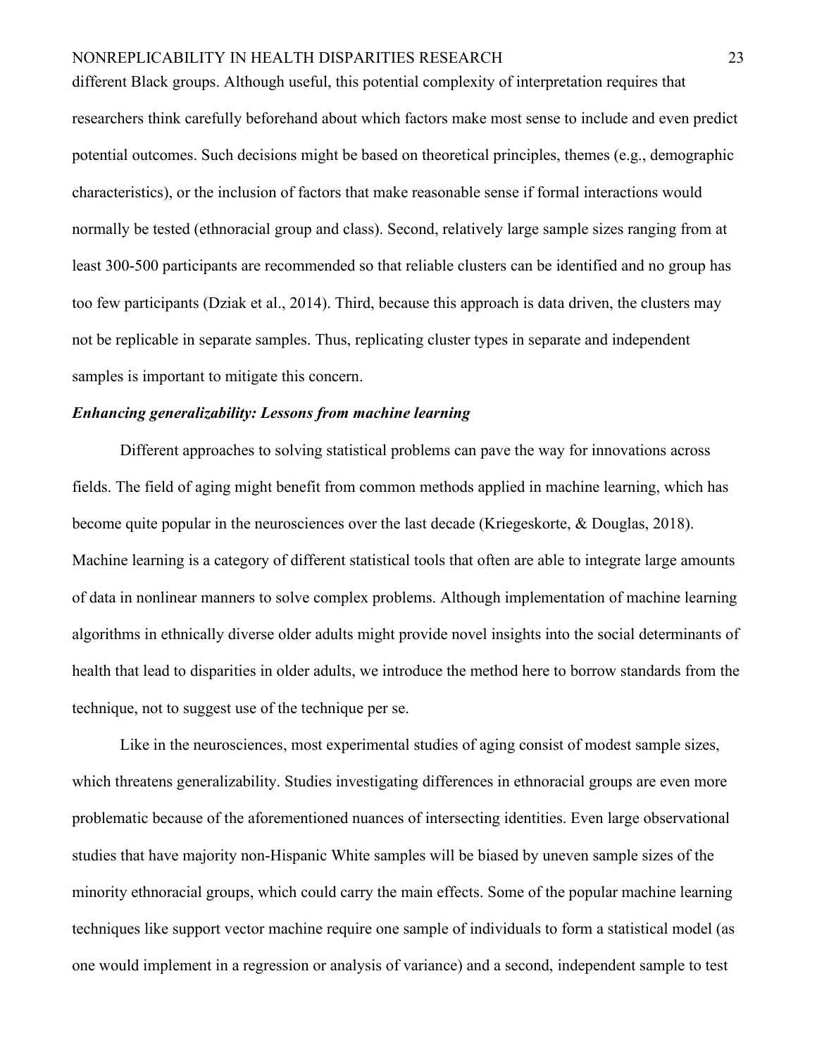different Black groups. Although useful, this potential complexity of interpretation requires that researchers think carefully beforehand about which factors make most sense to include and even predict potential outcomes. Such decisions might be based on theoretical principles, themes (e.g., demographic characteristics), or the inclusion of factors that make reasonable sense if formal interactions would normally be tested (ethnoracial group and class). Second, relatively large sample sizes ranging from at least 300-500 participants are recommended so that reliable clusters can be identified and no group has too few participants (Dziak et al., 2014). Third, because this approach is data driven, the clusters may not be replicable in separate samples. Thus, replicating cluster types in separate and independent samples is important to mitigate this concern.

***Enhancing generalizability: Lessons from machine learning***

Different approaches to solving statistical problems can pave the way for innovations across fields. The field of aging might benefit from common methods applied in machine learning, which has become quite popular in the neurosciences over the last decade (Kriegeskorte, & Douglas, 2018). Machine learning is a category of different statistical tools that often are able to integrate large amounts of data in nonlinear manners to solve complex problems. Although implementation of machine learning algorithms in ethnically diverse older adults might provide novel insights into the social determinants of health that lead to disparities in older adults, we introduce the method here to borrow standards from the technique, not to suggest use of the technique per se.

Like in the neurosciences, most experimental studies of aging consist of modest sample sizes, which threatens generalizability. Studies investigating differences in ethnoracial groups are even more problematic because of the aforementioned nuances of intersecting identities. Even large observational studies that have majority non-Hispanic White samples will be biased by uneven sample sizes of the minority ethnoracial groups, which could carry the main effects. Some of the popular machine learning techniques like support vector machine require one sample of individuals to form a statistical model (as one would implement in a regression or analysis of variance) and a second, independent sample to test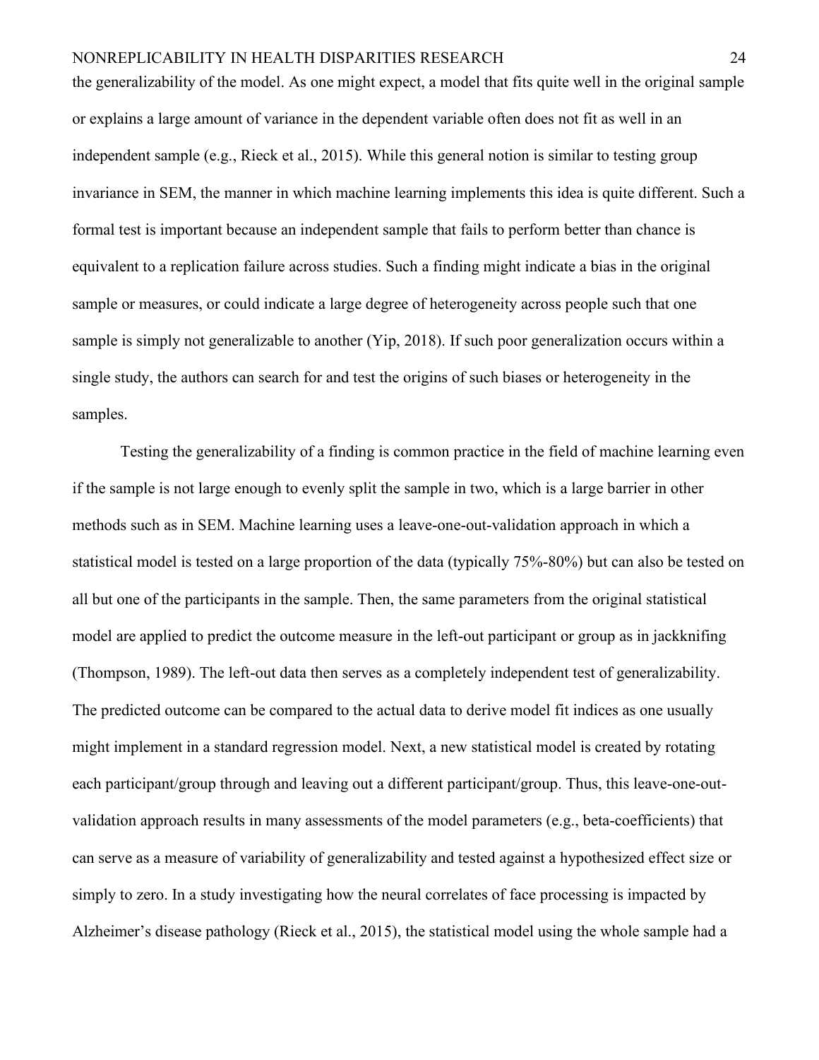the generalizability of the model. As one might expect, a model that fits quite well in the original sample or explains a large amount of variance in the dependent variable often does not fit as well in an independent sample (e.g., Rieck et al., 2015). While this general notion is similar to testing group invariance in SEM, the manner in which machine learning implements this idea is quite different. Such a formal test is important because an independent sample that fails to perform better than chance is equivalent to a replication failure across studies. Such a finding might indicate a bias in the original sample or measures, or could indicate a large degree of heterogeneity across people such that one sample is simply not generalizable to another (Yip, 2018). If such poor generalization occurs within a single study, the authors can search for and test the origins of such biases or heterogeneity in the samples.

Testing the generalizability of a finding is common practice in the field of machine learning even if the sample is not large enough to evenly split the sample in two, which is a large barrier in other methods such as in SEM. Machine learning uses a leave-one-out-validation approach in which a statistical model is tested on a large proportion of the data (typically 75%-80%) but can also be tested on all but one of the participants in the sample. Then, the same parameters from the original statistical model are applied to predict the outcome measure in the left-out participant or group as in jackknifing (Thompson, 1989). The left-out data then serves as a completely independent test of generalizability. The predicted outcome can be compared to the actual data to derive model fit indices as one usually might implement in a standard regression model. Next, a new statistical model is created by rotating each participant/group through and leaving out a different participant/group. Thus, this leave-one-out-validation approach results in many assessments of the model parameters (e.g., beta-coefficients) that can serve as a measure of variability of generalizability and tested against a hypothesized effect size or simply to zero. In a study investigating how the neural correlates of face processing is impacted by Alzheimer's disease pathology (Rieck et al., 2015), the statistical model using the whole sample had a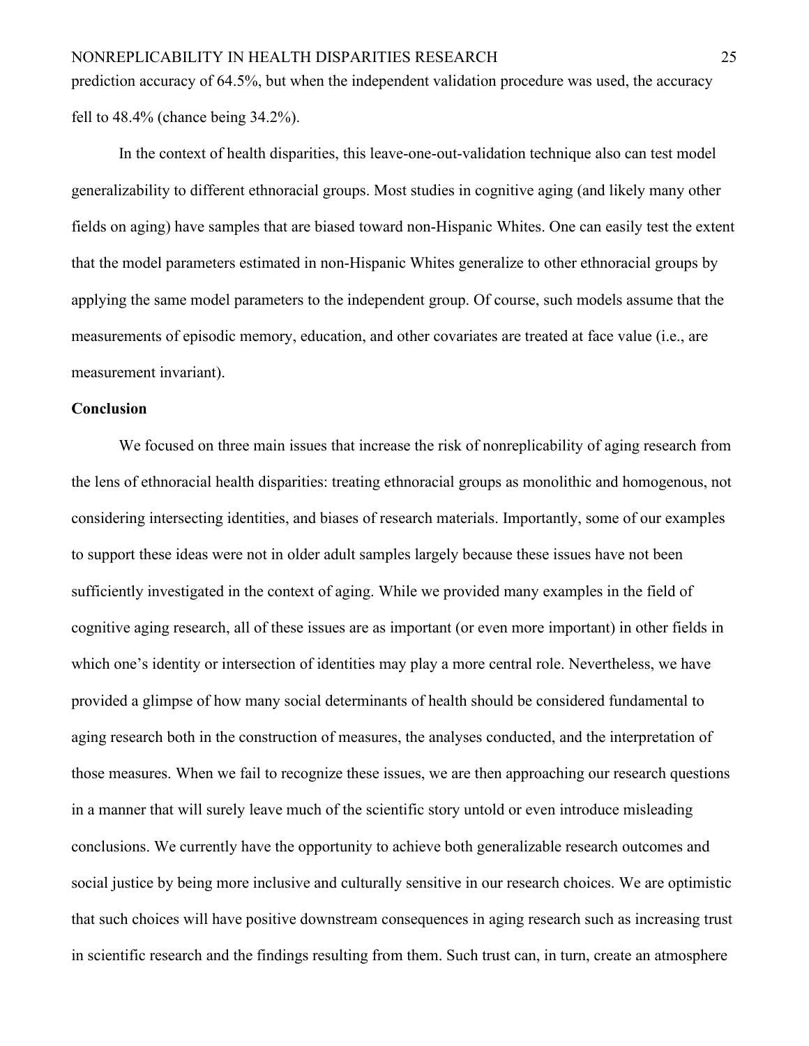prediction accuracy of 64.5%, but when the independent validation procedure was used, the accuracy fell to 48.4% (chance being 34.2%).

In the context of health disparities, this leave-one-out-validation technique also can test model generalizability to different ethnoracial groups. Most studies in cognitive aging (and likely many other fields on aging) have samples that are biased toward non-Hispanic Whites. One can easily test the extent that the model parameters estimated in non-Hispanic Whites generalize to other ethnoracial groups by applying the same model parameters to the independent group. Of course, such models assume that the measurements of episodic memory, education, and other covariates are treated at face value (i.e., are measurement invariant).

## Conclusion

We focused on three main issues that increase the risk of nonreplicability of aging research from the lens of ethnoracial health disparities: treating ethnoracial groups as monolithic and homogenous, not considering intersecting identities, and biases of research materials. Importantly, some of our examples to support these ideas were not in older adult samples largely because these issues have not been sufficiently investigated in the context of aging. While we provided many examples in the field of cognitive aging research, all of these issues are as important (or even more important) in other fields in which one's identity or intersection of identities may play a more central role. Nevertheless, we have provided a glimpse of how many social determinants of health should be considered fundamental to aging research both in the construction of measures, the analyses conducted, and the interpretation of those measures. When we fail to recognize these issues, we are then approaching our research questions in a manner that will surely leave much of the scientific story untold or even introduce misleading conclusions. We currently have the opportunity to achieve both generalizable research outcomes and social justice by being more inclusive and culturally sensitive in our research choices. We are optimistic that such choices will have positive downstream consequences in aging research such as increasing trust in scientific research and the findings resulting from them. Such trust can, in turn, create an atmosphere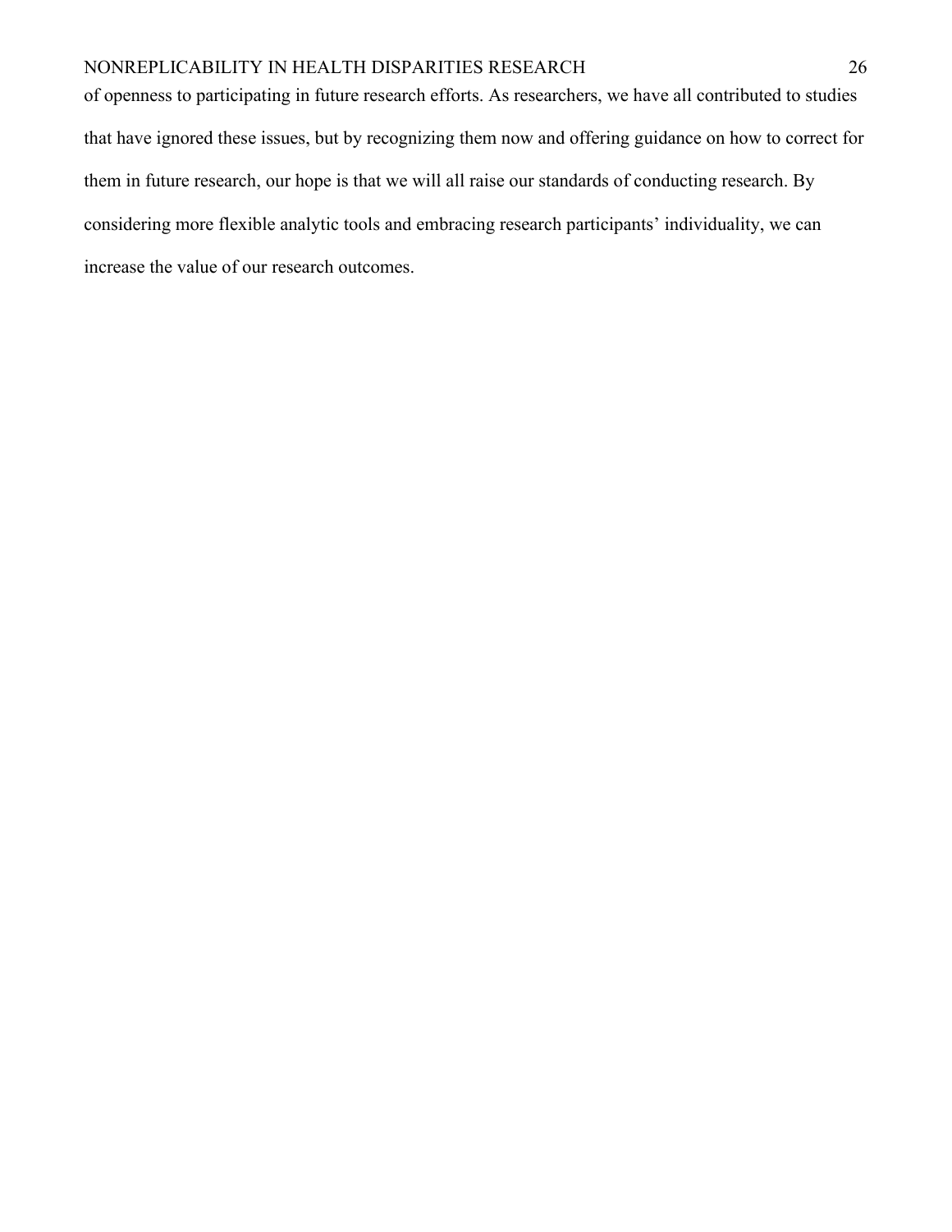of openness to participating in future research efforts. As researchers, we have all contributed to studies that have ignored these issues, but by recognizing them now and offering guidance on how to correct for them in future research, our hope is that we will all raise our standards of conducting research. By considering more flexible analytic tools and embracing research participants' individuality, we can increase the value of our research outcomes.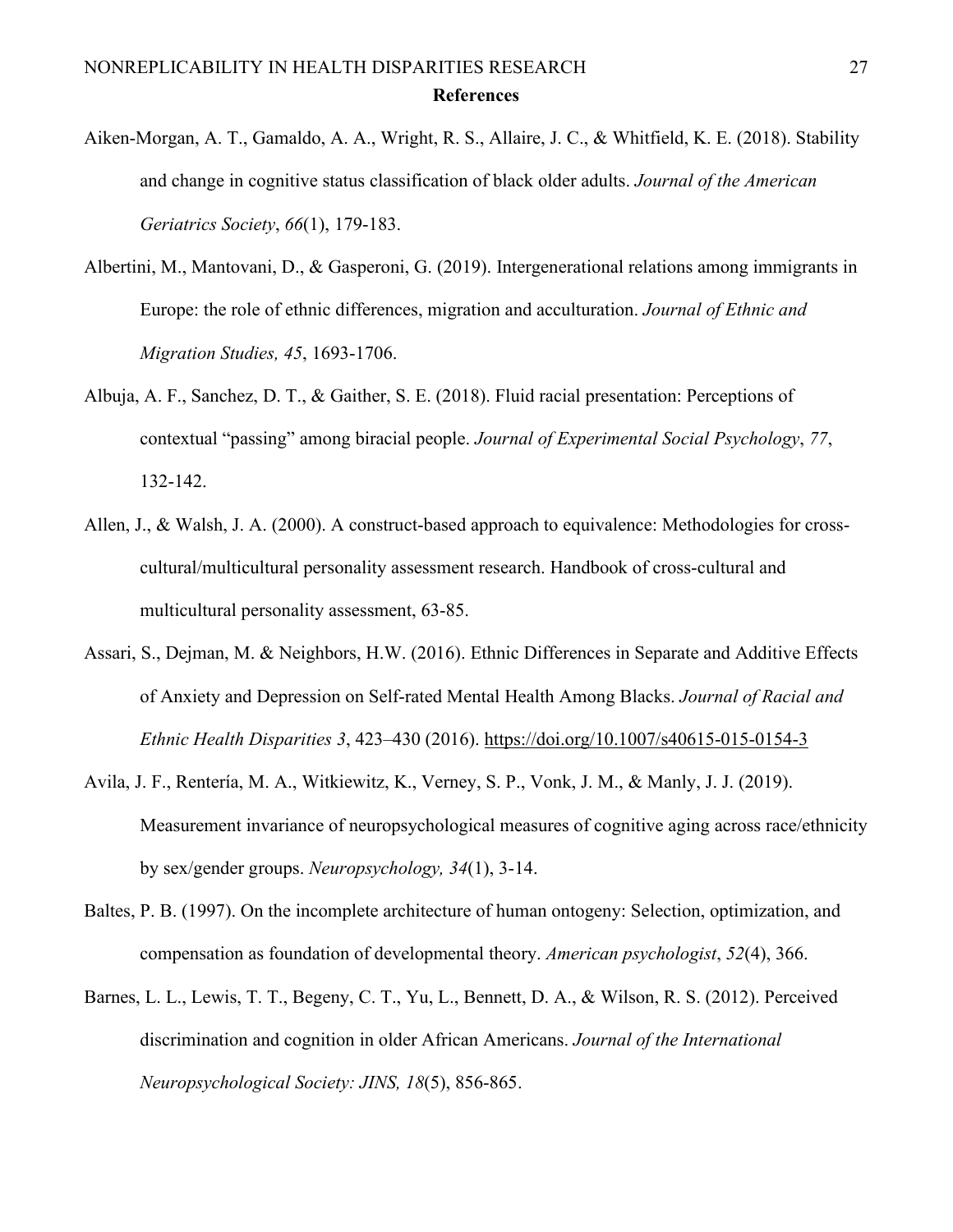# References

Aiken-Morgan, A. T., Gamaldo, A. A., Wright, R. S., Allaire, J. C., & Whitfield, K. E. (2018). Stability and change in cognitive status classification of black older adults. *Journal of the American Geriatrics Society*, *66*(1), 179-183.

Albertini, M., Mantovani, D., & Gasperoni, G. (2019). Intergenerational relations among immigrants in Europe: the role of ethnic differences, migration and acculturation. *Journal of Ethnic and Migration Studies, 45*, 1693-1706.

Albuja, A. F., Sanchez, D. T., & Gaither, S. E. (2018). Fluid racial presentation: Perceptions of contextual "passing" among biracial people. *Journal of Experimental Social Psychology*, *77*, 132-142.

Allen, J., & Walsh, J. A. (2000). A construct-based approach to equivalence: Methodologies for cross-cultural/multicultural personality assessment research. Handbook of cross-cultural and multicultural personality assessment, 63-85.

Assari, S., Dejman, M. & Neighbors, H.W. (2016). Ethnic Differences in Separate and Additive Effects of Anxiety and Depression on Self-rated Mental Health Among Blacks. *Journal of Racial and Ethnic Health Disparities 3*, 423–430 (2016). https://doi.org/10.1007/s40615-015-0154-3

Avila, J. F., Rentería, M. A., Witkiewitz, K., Verney, S. P., Vonk, J. M., & Manly, J. J. (2019). Measurement invariance of neuropsychological measures of cognitive aging across race/ethnicity by sex/gender groups. *Neuropsychology, 34*(1), 3-14.

Baltes, P. B. (1997). On the incomplete architecture of human ontogeny: Selection, optimization, and compensation as foundation of developmental theory. *American psychologist*, *52*(4), 366.

Barnes, L. L., Lewis, T. T., Begeny, C. T., Yu, L., Bennett, D. A., & Wilson, R. S. (2012). Perceived discrimination and cognition in older African Americans. *Journal of the International Neuropsychological Society: JINS, 18*(5), 856-865.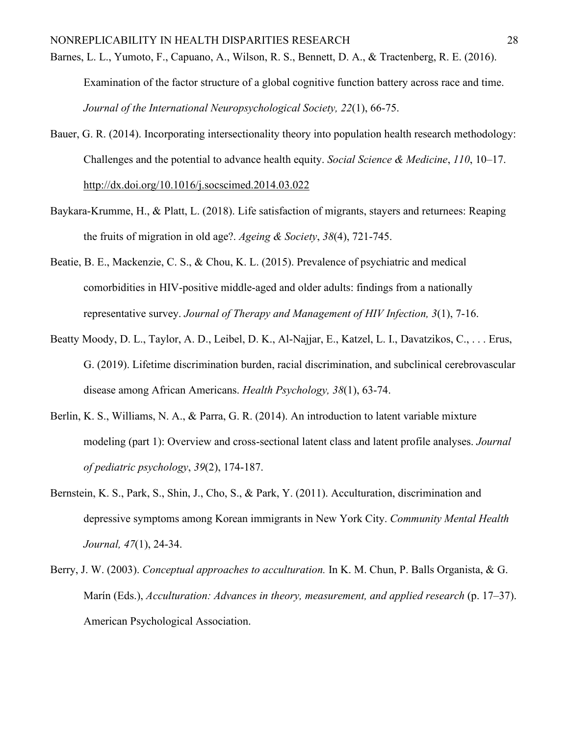Barnes, L. L., Yumoto, F., Capuano, A., Wilson, R. S., Bennett, D. A., & Tractenberg, R. E. (2016). Examination of the factor structure of a global cognitive function battery across race and time. *Journal of the International Neuropsychological Society, 22*(1), 66-75.

Bauer, G. R. (2014). Incorporating intersectionality theory into population health research methodology: Challenges and the potential to advance health equity. *Social Science & Medicine*, *110*, 10–17. http://dx.doi.org/10.1016/j.socscimed.2014.03.022

Baykara-Krumme, H., & Platt, L. (2018). Life satisfaction of migrants, stayers and returnees: Reaping the fruits of migration in old age?. *Ageing & Society*, *38*(4), 721-745.

Beatie, B. E., Mackenzie, C. S., & Chou, K. L. (2015). Prevalence of psychiatric and medical comorbidities in HIV-positive middle-aged and older adults: findings from a nationally representative survey. *Journal of Therapy and Management of HIV Infection, 3*(1), 7-16.

Beatty Moody, D. L., Taylor, A. D., Leibel, D. K., Al-Najjar, E., Katzel, L. I., Davatzikos, C., . . . Erus, G. (2019). Lifetime discrimination burden, racial discrimination, and subclinical cerebrovascular disease among African Americans. *Health Psychology, 38*(1), 63-74.

Berlin, K. S., Williams, N. A., & Parra, G. R. (2014). An introduction to latent variable mixture modeling (part 1): Overview and cross-sectional latent class and latent profile analyses. *Journal of pediatric psychology*, *39*(2), 174-187.

Bernstein, K. S., Park, S., Shin, J., Cho, S., & Park, Y. (2011). Acculturation, discrimination and depressive symptoms among Korean immigrants in New York City. *Community Mental Health Journal, 47*(1), 24-34.

Berry, J. W. (2003). *Conceptual approaches to acculturation.* In K. M. Chun, P. Balls Organista, & G. Marín (Eds.), *Acculturation: Advances in theory, measurement, and applied research* (p. 17–37). American Psychological Association.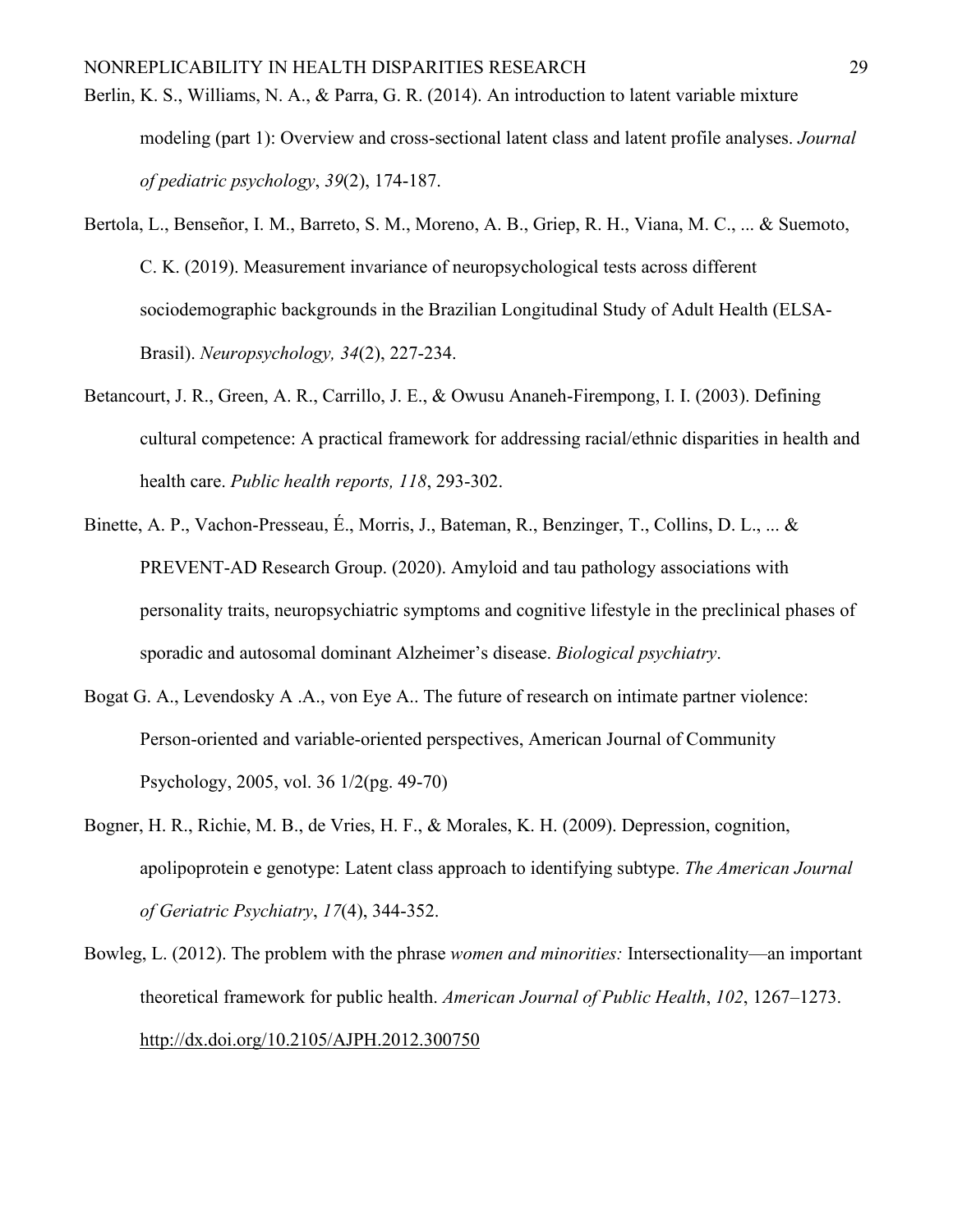Berlin, K. S., Williams, N. A., & Parra, G. R. (2014). An introduction to latent variable mixture modeling (part 1): Overview and cross-sectional latent class and latent profile analyses. *Journal of pediatric psychology*, *39*(2), 174-187.

Bertola, L., Benseñor, I. M., Barreto, S. M., Moreno, A. B., Griep, R. H., Viana, M. C., ... & Suemoto, C. K. (2019). Measurement invariance of neuropsychological tests across different sociodemographic backgrounds in the Brazilian Longitudinal Study of Adult Health (ELSA-Brasil). *Neuropsychology, 34*(2), 227-234.

Betancourt, J. R., Green, A. R., Carrillo, J. E., & Owusu Ananeh-Firempong, I. I. (2003). Defining cultural competence: A practical framework for addressing racial/ethnic disparities in health and health care. *Public health reports, 118*, 293-302.

Binette, A. P., Vachon-Presseau, É., Morris, J., Bateman, R., Benzinger, T., Collins, D. L., ... & PREVENT-AD Research Group. (2020). Amyloid and tau pathology associations with personality traits, neuropsychiatric symptoms and cognitive lifestyle in the preclinical phases of sporadic and autosomal dominant Alzheimer's disease. *Biological psychiatry*.

Bogat G. A., Levendosky A .A., von Eye A.. The future of research on intimate partner violence: Person-oriented and variable-oriented perspectives, American Journal of Community Psychology, 2005, vol. 36 1/2(pg. 49-70)

Bogner, H. R., Richie, M. B., de Vries, H. F., & Morales, K. H. (2009). Depression, cognition, apolipoprotein e genotype: Latent class approach to identifying subtype. *The American Journal of Geriatric Psychiatry*, *17*(4), 344-352.

Bowleg, L. (2012). The problem with the phrase *women and minorities:* Intersectionality—an important theoretical framework for public health. *American Journal of Public Health*, *102*, 1267–1273. http://dx.doi.org/10.2105/AJPH.2012.300750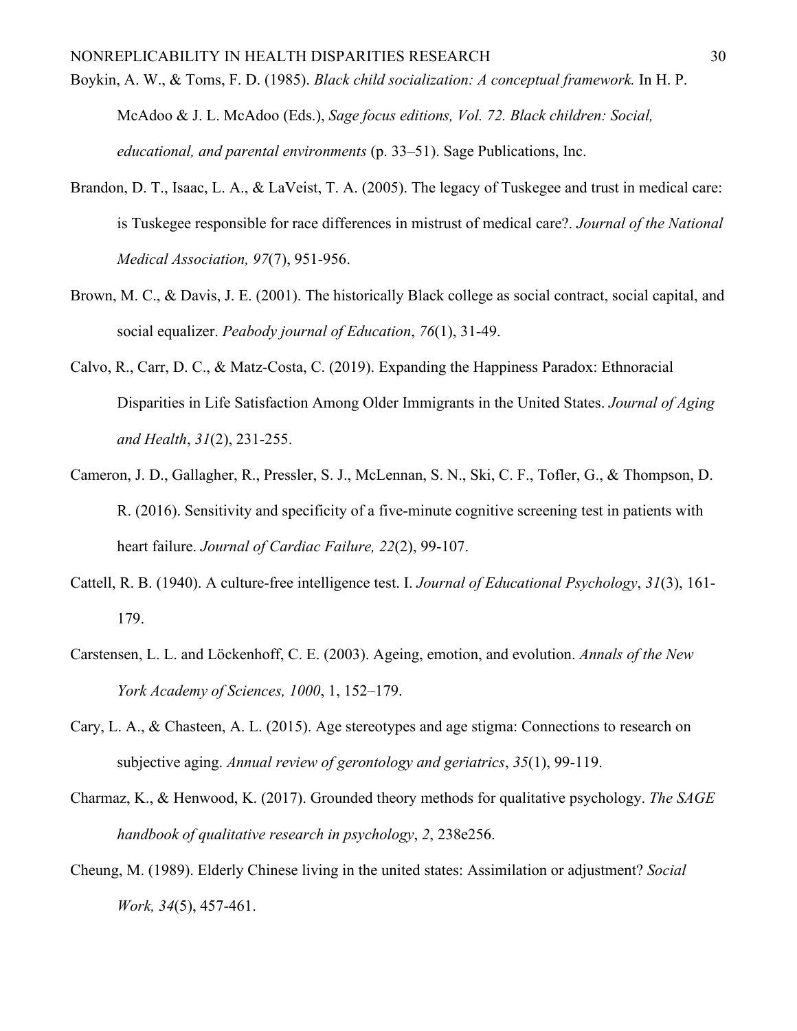Boykin, A. W., & Toms, F. D. (1985). *Black child socialization: A conceptual framework.* In H. P. McAdoo & J. L. McAdoo (Eds.), *Sage focus editions, Vol. 72. Black children: Social, educational, and parental environments* (p. 33–51). Sage Publications, Inc.

Brandon, D. T., Isaac, L. A., & LaVeist, T. A. (2005). The legacy of Tuskegee and trust in medical care: is Tuskegee responsible for race differences in mistrust of medical care?. *Journal of the National Medical Association, 97*(7), 951-956.

Brown, M. C., & Davis, J. E. (2001). The historically Black college as social contract, social capital, and social equalizer. *Peabody journal of Education*, *76*(1), 31-49.

Calvo, R., Carr, D. C., & Matz-Costa, C. (2019). Expanding the Happiness Paradox: Ethnoracial Disparities in Life Satisfaction Among Older Immigrants in the United States. *Journal of Aging and Health*, *31*(2), 231-255.

Cameron, J. D., Gallagher, R., Pressler, S. J., McLennan, S. N., Ski, C. F., Tofler, G., & Thompson, D. R. (2016). Sensitivity and specificity of a five-minute cognitive screening test in patients with heart failure. *Journal of Cardiac Failure, 22*(2), 99-107.

Cattell, R. B. (1940). A culture-free intelligence test. I. *Journal of Educational Psychology*, *31*(3), 161-179.

Carstensen, L. L. and Löckenhoff, C. E. (2003). Ageing, emotion, and evolution. *Annals of the New York Academy of Sciences, 1000*, 1, 152–179.

Cary, L. A., & Chasteen, A. L. (2015). Age stereotypes and age stigma: Connections to research on subjective aging. *Annual review of gerontology and geriatrics*, *35*(1), 99-119.

Charmaz, K., & Henwood, K. (2017). Grounded theory methods for qualitative psychology. *The SAGE handbook of qualitative research in psychology*, *2*, 238e256.

Cheung, M. (1989). Elderly Chinese living in the united states: Assimilation or adjustment? *Social Work, 34*(5), 457-461.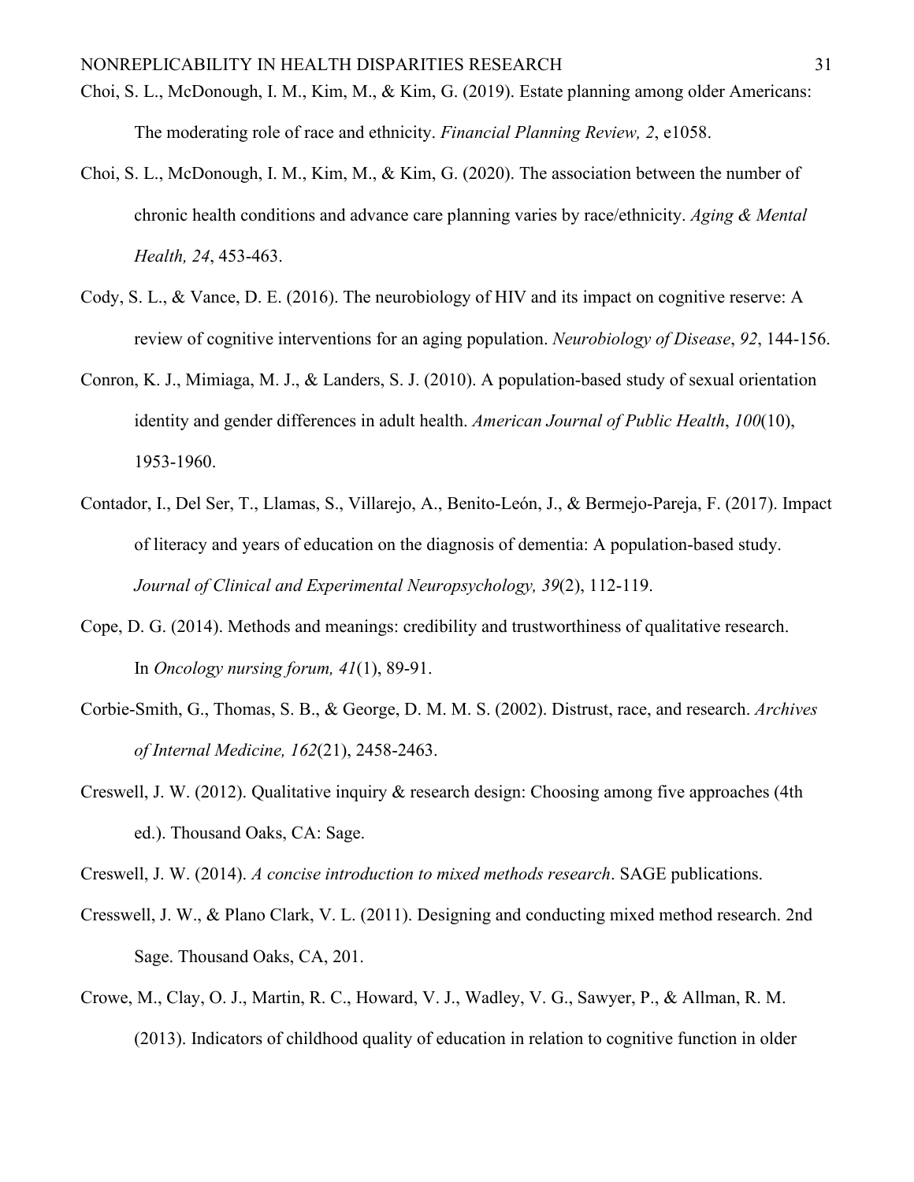Choi, S. L., McDonough, I. M., Kim, M., & Kim, G. (2019). Estate planning among older Americans: The moderating role of race and ethnicity. *Financial Planning Review, 2*, e1058.

Choi, S. L., McDonough, I. M., Kim, M., & Kim, G. (2020). The association between the number of chronic health conditions and advance care planning varies by race/ethnicity. *Aging & Mental Health, 24*, 453-463.

Cody, S. L., & Vance, D. E. (2016). The neurobiology of HIV and its impact on cognitive reserve: A review of cognitive interventions for an aging population. *Neurobiology of Disease*, *92*, 144-156.

Conron, K. J., Mimiaga, M. J., & Landers, S. J. (2010). A population-based study of sexual orientation identity and gender differences in adult health. *American Journal of Public Health*, *100*(10), 1953-1960.

Contador, I., Del Ser, T., Llamas, S., Villarejo, A., Benito-León, J., & Bermejo-Pareja, F. (2017). Impact of literacy and years of education on the diagnosis of dementia: A population-based study. *Journal of Clinical and Experimental Neuropsychology, 39*(2), 112-119.

Cope, D. G. (2014). Methods and meanings: credibility and trustworthiness of qualitative research. In *Oncology nursing forum, 41*(1), 89-91.

Corbie-Smith, G., Thomas, S. B., & George, D. M. M. S. (2002). Distrust, race, and research. *Archives of Internal Medicine, 162*(21), 2458-2463.

Creswell, J. W. (2012). Qualitative inquiry & research design: Choosing among five approaches (4th ed.). Thousand Oaks, CA: Sage.

Creswell, J. W. (2014). *A concise introduction to mixed methods research*. SAGE publications.

Cresswell, J. W., & Plano Clark, V. L. (2011). Designing and conducting mixed method research. 2nd Sage. Thousand Oaks, CA, 201.

Crowe, M., Clay, O. J., Martin, R. C., Howard, V. J., Wadley, V. G., Sawyer, P., & Allman, R. M. (2013). Indicators of childhood quality of education in relation to cognitive function in older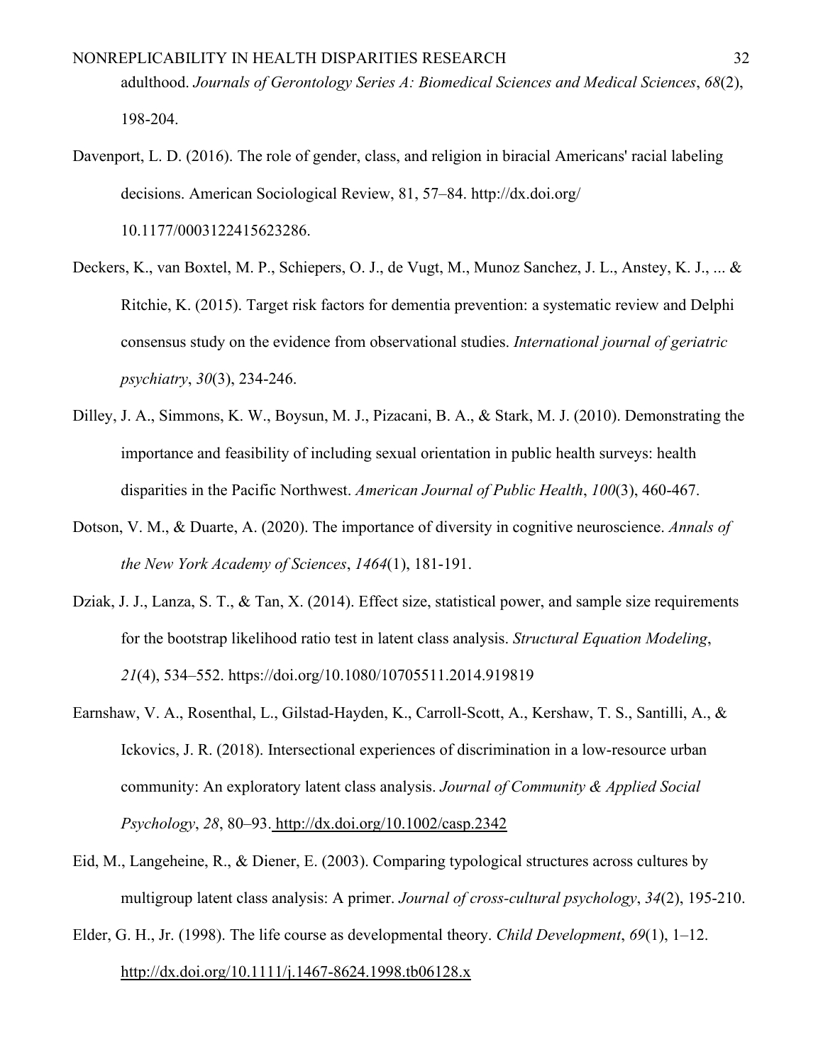adulthood. *Journals of Gerontology Series A: Biomedical Sciences and Medical Sciences*, *68*(2), 198-204.

Davenport, L. D. (2016). The role of gender, class, and religion in biracial Americans' racial labeling decisions. American Sociological Review, 81, 57–84. http://dx.doi.org/ 10.1177/0003122415623286.

Deckers, K., van Boxtel, M. P., Schiepers, O. J., de Vugt, M., Munoz Sanchez, J. L., Anstey, K. J., ... & Ritchie, K. (2015). Target risk factors for dementia prevention: a systematic review and Delphi consensus study on the evidence from observational studies. *International journal of geriatric psychiatry*, *30*(3), 234-246.

Dilley, J. A., Simmons, K. W., Boysun, M. J., Pizacani, B. A., & Stark, M. J. (2010). Demonstrating the importance and feasibility of including sexual orientation in public health surveys: health disparities in the Pacific Northwest. *American Journal of Public Health*, *100*(3), 460-467.

Dotson, V. M., & Duarte, A. (2020). The importance of diversity in cognitive neuroscience. *Annals of the New York Academy of Sciences*, *1464*(1), 181-191.

Dziak, J. J., Lanza, S. T., & Tan, X. (2014). Effect size, statistical power, and sample size requirements for the bootstrap likelihood ratio test in latent class analysis. *Structural Equation Modeling*, *21*(4), 534–552. https://doi.org/10.1080/10705511.2014.919819

Earnshaw, V. A., Rosenthal, L., Gilstad-Hayden, K., Carroll-Scott, A., Kershaw, T. S., Santilli, A., & Ickovics, J. R. (2018). Intersectional experiences of discrimination in a low-resource urban community: An exploratory latent class analysis. *Journal of Community & Applied Social Psychology*, *28*, 80–93. http://dx.doi.org/10.1002/casp.2342

Eid, M., Langeheine, R., & Diener, E. (2003). Comparing typological structures across cultures by multigroup latent class analysis: A primer. *Journal of cross-cultural psychology*, *34*(2), 195-210.

Elder, G. H., Jr. (1998). The life course as developmental theory. *Child Development*, *69*(1), 1–12. http://dx.doi.org/10.1111/j.1467-8624.1998.tb06128.x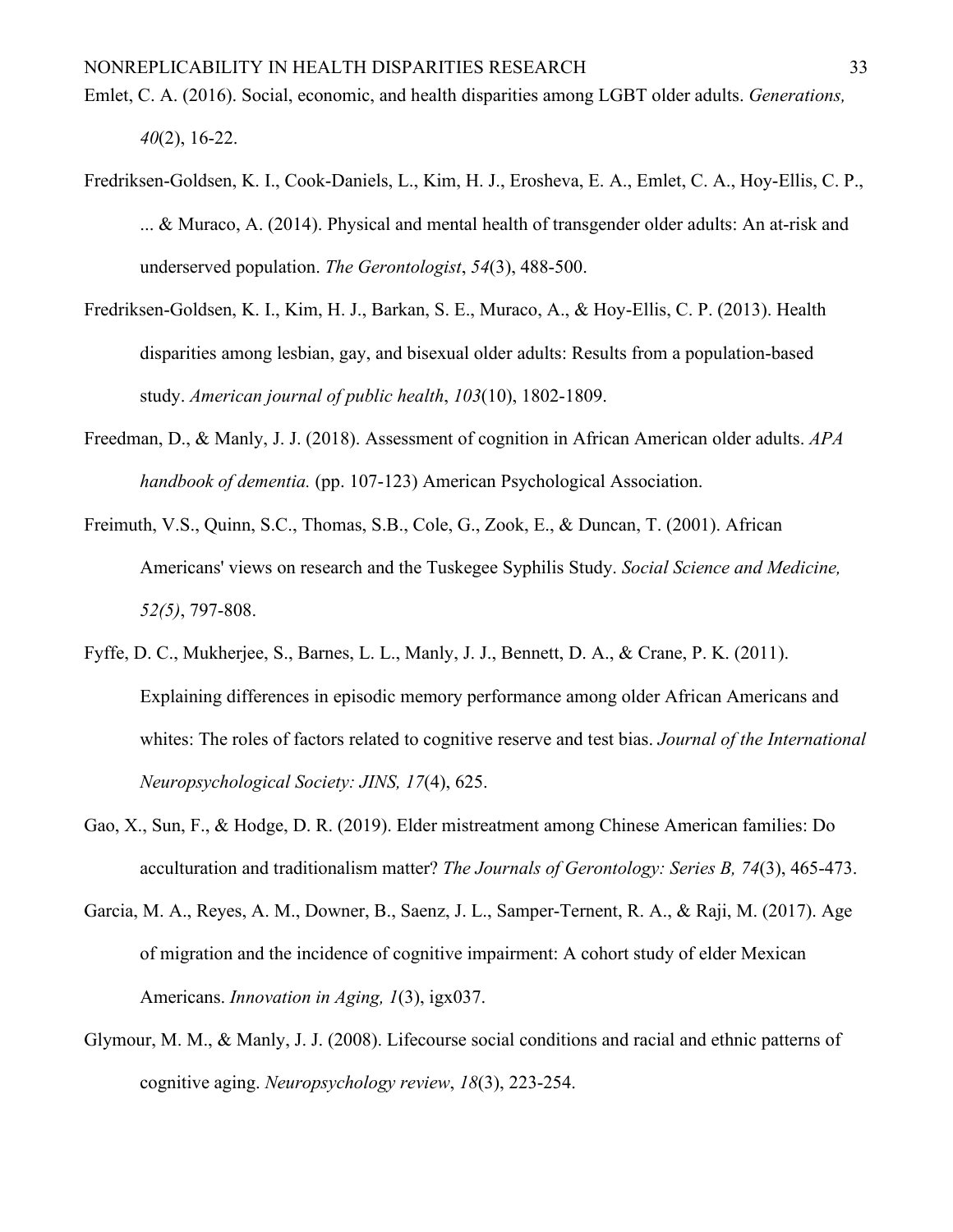Emlet, C. A. (2016). Social, economic, and health disparities among LGBT older adults. *Generations, 40*(2), 16-22.

Fredriksen-Goldsen, K. I., Cook-Daniels, L., Kim, H. J., Erosheva, E. A., Emlet, C. A., Hoy-Ellis, C. P., ... & Muraco, A. (2014). Physical and mental health of transgender older adults: An at-risk and underserved population. *The Gerontologist*, *54*(3), 488-500.

Fredriksen-Goldsen, K. I., Kim, H. J., Barkan, S. E., Muraco, A., & Hoy-Ellis, C. P. (2013). Health disparities among lesbian, gay, and bisexual older adults: Results from a population-based study. *American journal of public health*, *103*(10), 1802-1809.

Freedman, D., & Manly, J. J. (2018). Assessment of cognition in African American older adults. *APA handbook of dementia.* (pp. 107-123) American Psychological Association.

Freimuth, V.S., Quinn, S.C., Thomas, S.B., Cole, G., Zook, E., & Duncan, T. (2001). African Americans' views on research and the Tuskegee Syphilis Study. *Social Science and Medicine, 52(5)*, 797-808.

Fyffe, D. C., Mukherjee, S., Barnes, L. L., Manly, J. J., Bennett, D. A., & Crane, P. K. (2011). Explaining differences in episodic memory performance among older African Americans and whites: The roles of factors related to cognitive reserve and test bias. *Journal of the International Neuropsychological Society: JINS, 17*(4), 625.

Gao, X., Sun, F., & Hodge, D. R. (2019). Elder mistreatment among Chinese American families: Do acculturation and traditionalism matter? *The Journals of Gerontology: Series B, 74*(3), 465-473.

Garcia, M. A., Reyes, A. M., Downer, B., Saenz, J. L., Samper-Ternent, R. A., & Raji, M. (2017). Age of migration and the incidence of cognitive impairment: A cohort study of elder Mexican Americans. *Innovation in Aging, 1*(3), igx037.

Glymour, M. M., & Manly, J. J. (2008). Lifecourse social conditions and racial and ethnic patterns of cognitive aging. *Neuropsychology review*, *18*(3), 223-254.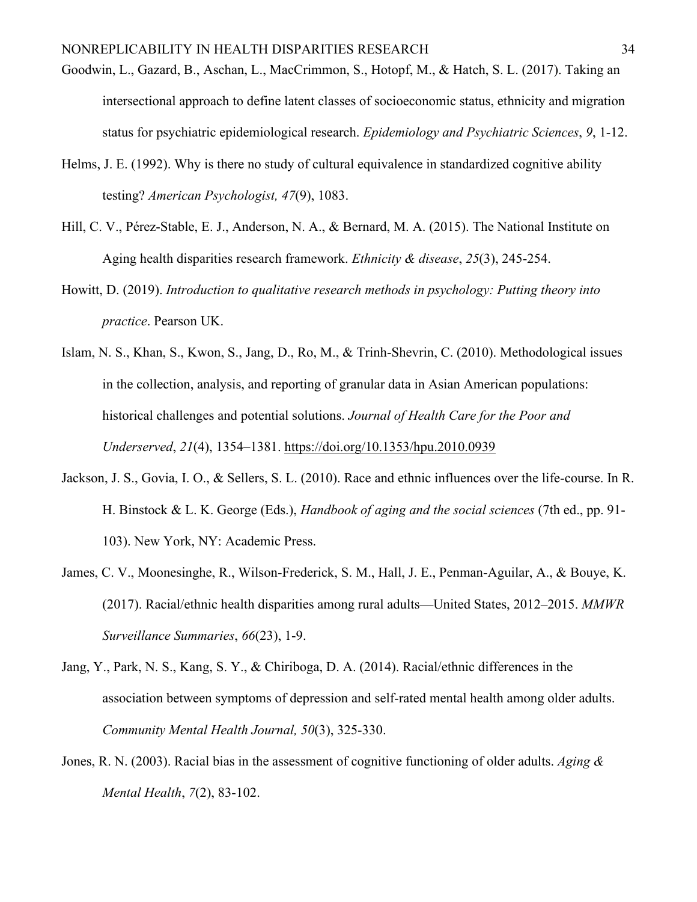Goodwin, L., Gazard, B., Aschan, L., MacCrimmon, S., Hotopf, M., & Hatch, S. L. (2017). Taking an intersectional approach to define latent classes of socioeconomic status, ethnicity and migration status for psychiatric epidemiological research. *Epidemiology and Psychiatric Sciences*, *9*, 1-12.

Helms, J. E. (1992). Why is there no study of cultural equivalence in standardized cognitive ability testing? *American Psychologist, 47*(9), 1083.

Hill, C. V., Pérez-Stable, E. J., Anderson, N. A., & Bernard, M. A. (2015). The National Institute on Aging health disparities research framework. *Ethnicity & disease*, *25*(3), 245-254.

Howitt, D. (2019). *Introduction to qualitative research methods in psychology: Putting theory into practice*. Pearson UK.

Islam, N. S., Khan, S., Kwon, S., Jang, D., Ro, M., & Trinh-Shevrin, C. (2010). Methodological issues in the collection, analysis, and reporting of granular data in Asian American populations: historical challenges and potential solutions. *Journal of Health Care for the Poor and Underserved*, *21*(4), 1354–1381. https://doi.org/10.1353/hpu.2010.0939

Jackson, J. S., Govia, I. O., & Sellers, S. L. (2010). Race and ethnic influences over the life-course. In R. H. Binstock & L. K. George (Eds.), *Handbook of aging and the social sciences* (7th ed., pp. 91-103). New York, NY: Academic Press.

James, C. V., Moonesinghe, R., Wilson-Frederick, S. M., Hall, J. E., Penman-Aguilar, A., & Bouye, K. (2017). Racial/ethnic health disparities among rural adults—United States, 2012–2015. *MMWR Surveillance Summaries*, *66*(23), 1-9.

Jang, Y., Park, N. S., Kang, S. Y., & Chiriboga, D. A. (2014). Racial/ethnic differences in the association between symptoms of depression and self-rated mental health among older adults. *Community Mental Health Journal, 50*(3), 325-330.

Jones, R. N. (2003). Racial bias in the assessment of cognitive functioning of older adults. *Aging & Mental Health*, *7*(2), 83-102.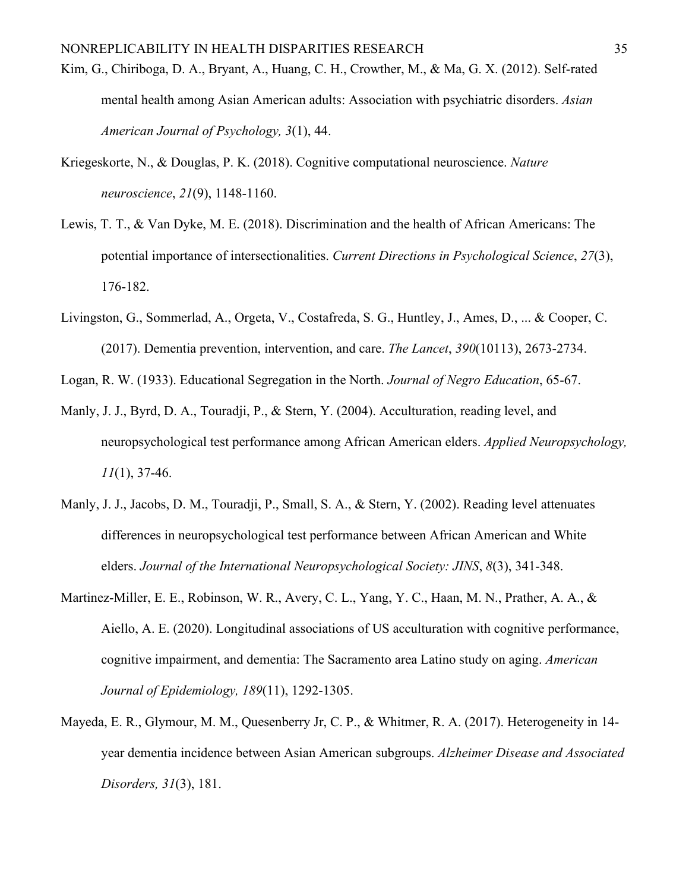Kim, G., Chiriboga, D. A., Bryant, A., Huang, C. H., Crowther, M., & Ma, G. X. (2012). Self-rated mental health among Asian American adults: Association with psychiatric disorders. *Asian American Journal of Psychology, 3*(1), 44.

Kriegeskorte, N., & Douglas, P. K. (2018). Cognitive computational neuroscience. *Nature neuroscience*, *21*(9), 1148-1160.

Lewis, T. T., & Van Dyke, M. E. (2018). Discrimination and the health of African Americans: The potential importance of intersectionalities. *Current Directions in Psychological Science*, *27*(3), 176-182.

Livingston, G., Sommerlad, A., Orgeta, V., Costafreda, S. G., Huntley, J., Ames, D., ... & Cooper, C. (2017). Dementia prevention, intervention, and care. *The Lancet*, *390*(10113), 2673-2734.

Logan, R. W. (1933). Educational Segregation in the North. *Journal of Negro Education*, 65-67.

Manly, J. J., Byrd, D. A., Touradji, P., & Stern, Y. (2004). Acculturation, reading level, and neuropsychological test performance among African American elders. *Applied Neuropsychology, 11*(1), 37-46.

Manly, J. J., Jacobs, D. M., Touradji, P., Small, S. A., & Stern, Y. (2002). Reading level attenuates differences in neuropsychological test performance between African American and White elders. *Journal of the International Neuropsychological Society: JINS*, *8*(3), 341-348.

Martinez-Miller, E. E., Robinson, W. R., Avery, C. L., Yang, Y. C., Haan, M. N., Prather, A. A., & Aiello, A. E. (2020). Longitudinal associations of US acculturation with cognitive performance, cognitive impairment, and dementia: The Sacramento area Latino study on aging. *American Journal of Epidemiology, 189*(11), 1292-1305.

Mayeda, E. R., Glymour, M. M., Quesenberry Jr, C. P., & Whitmer, R. A. (2017). Heterogeneity in 14-year dementia incidence between Asian American subgroups. *Alzheimer Disease and Associated Disorders, 31*(3), 181.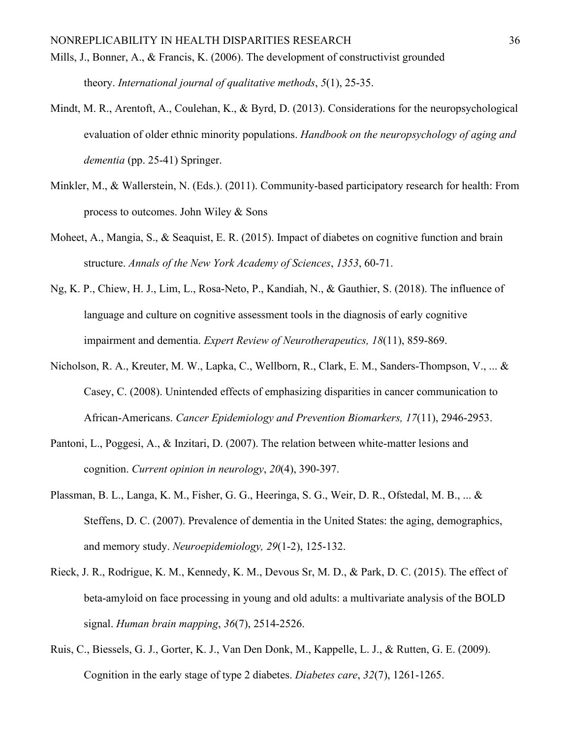Mills, J., Bonner, A., & Francis, K. (2006). The development of constructivist grounded theory. *International journal of qualitative methods*, *5*(1), 25-35.

Mindt, M. R., Arentoft, A., Coulehan, K., & Byrd, D. (2013). Considerations for the neuropsychological evaluation of older ethnic minority populations. *Handbook on the neuropsychology of aging and dementia* (pp. 25-41) Springer.

Minkler, M., & Wallerstein, N. (Eds.). (2011). Community-based participatory research for health: From process to outcomes. John Wiley & Sons

Moheet, A., Mangia, S., & Seaquist, E. R. (2015). Impact of diabetes on cognitive function and brain structure. *Annals of the New York Academy of Sciences*, *1353*, 60-71.

Ng, K. P., Chiew, H. J., Lim, L., Rosa-Neto, P., Kandiah, N., & Gauthier, S. (2018). The influence of language and culture on cognitive assessment tools in the diagnosis of early cognitive impairment and dementia. *Expert Review of Neurotherapeutics, 18*(11), 859-869.

Nicholson, R. A., Kreuter, M. W., Lapka, C., Wellborn, R., Clark, E. M., Sanders-Thompson, V., ... & Casey, C. (2008). Unintended effects of emphasizing disparities in cancer communication to African-Americans. *Cancer Epidemiology and Prevention Biomarkers, 17*(11), 2946-2953.

Pantoni, L., Poggesi, A., & Inzitari, D. (2007). The relation between white-matter lesions and cognition. *Current opinion in neurology*, *20*(4), 390-397.

Plassman, B. L., Langa, K. M., Fisher, G. G., Heeringa, S. G., Weir, D. R., Ofstedal, M. B., ... & Steffens, D. C. (2007). Prevalence of dementia in the United States: the aging, demographics, and memory study. *Neuroepidemiology, 29*(1-2), 125-132.

Rieck, J. R., Rodrigue, K. M., Kennedy, K. M., Devous Sr, M. D., & Park, D. C. (2015). The effect of beta-amyloid on face processing in young and old adults: a multivariate analysis of the BOLD signal. *Human brain mapping*, *36*(7), 2514-2526.

Ruis, C., Biessels, G. J., Gorter, K. J., Van Den Donk, M., Kappelle, L. J., & Rutten, G. E. (2009). Cognition in the early stage of type 2 diabetes. *Diabetes care*, *32*(7), 1261-1265.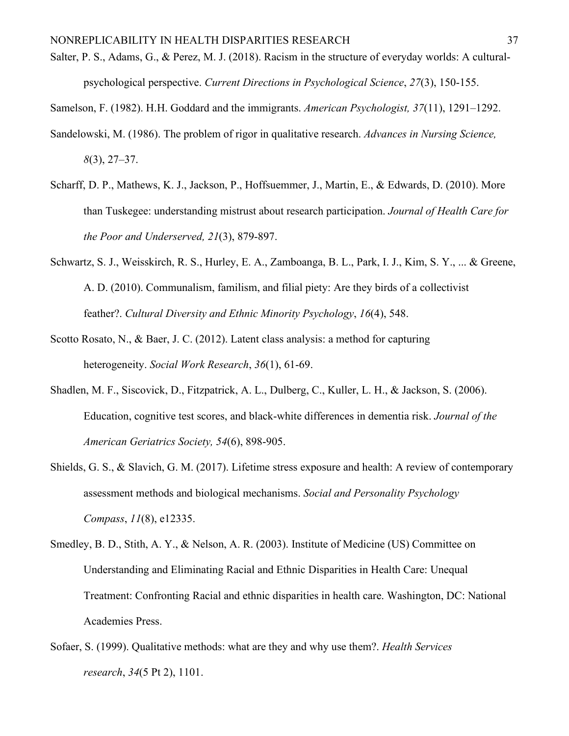Salter, P. S., Adams, G., & Perez, M. J. (2018). Racism in the structure of everyday worlds: A cultural-psychological perspective. *Current Directions in Psychological Science*, *27*(3), 150-155.

Samelson, F. (1982). H.H. Goddard and the immigrants. *American Psychologist, 37*(11), 1291–1292.

Sandelowski, M. (1986). The problem of rigor in qualitative research. *Advances in Nursing Science, 8*(3), 27–37.

Scharff, D. P., Mathews, K. J., Jackson, P., Hoffsuemmer, J., Martin, E., & Edwards, D. (2010). More than Tuskegee: understanding mistrust about research participation. *Journal of Health Care for the Poor and Underserved, 21*(3), 879-897.

Schwartz, S. J., Weisskirch, R. S., Hurley, E. A., Zamboanga, B. L., Park, I. J., Kim, S. Y., ... & Greene, A. D. (2010). Communalism, familism, and filial piety: Are they birds of a collectivist feather?. *Cultural Diversity and Ethnic Minority Psychology*, *16*(4), 548.

Scotto Rosato, N., & Baer, J. C. (2012). Latent class analysis: a method for capturing heterogeneity. *Social Work Research*, *36*(1), 61-69.

Shadlen, M. F., Siscovick, D., Fitzpatrick, A. L., Dulberg, C., Kuller, L. H., & Jackson, S. (2006). Education, cognitive test scores, and black-white differences in dementia risk. *Journal of the American Geriatrics Society, 54*(6), 898-905.

Shields, G. S., & Slavich, G. M. (2017). Lifetime stress exposure and health: A review of contemporary assessment methods and biological mechanisms. *Social and Personality Psychology Compass*, *11*(8), e12335.

Smedley, B. D., Stith, A. Y., & Nelson, A. R. (2003). Institute of Medicine (US) Committee on Understanding and Eliminating Racial and Ethnic Disparities in Health Care: Unequal Treatment: Confronting Racial and ethnic disparities in health care. Washington, DC: National Academies Press.

Sofaer, S. (1999). Qualitative methods: what are they and why use them?. *Health Services research*, *34*(5 Pt 2), 1101.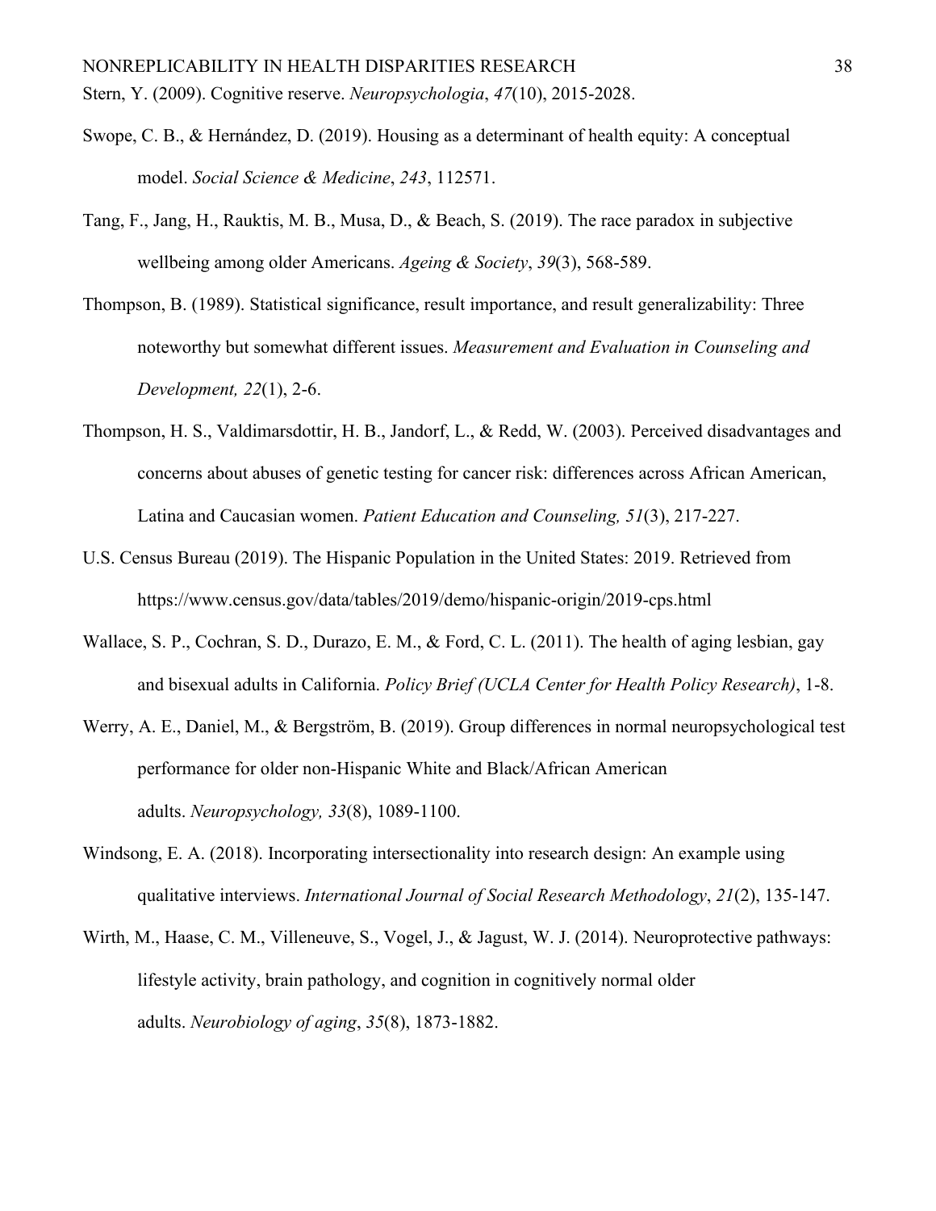Stern, Y. (2009). Cognitive reserve. *Neuropsychologia*, *47*(10), 2015-2028.

Swope, C. B., & Hernández, D. (2019). Housing as a determinant of health equity: A conceptual model. *Social Science & Medicine*, *243*, 112571.

Tang, F., Jang, H., Rauktis, M. B., Musa, D., & Beach, S. (2019). The race paradox in subjective wellbeing among older Americans. *Ageing & Society*, *39*(3), 568-589.

Thompson, B. (1989). Statistical significance, result importance, and result generalizability: Three noteworthy but somewhat different issues. *Measurement and Evaluation in Counseling and Development, 22*(1), 2-6.

Thompson, H. S., Valdimarsdottir, H. B., Jandorf, L., & Redd, W. (2003). Perceived disadvantages and concerns about abuses of genetic testing for cancer risk: differences across African American, Latina and Caucasian women. *Patient Education and Counseling, 51*(3), 217-227.

U.S. Census Bureau (2019). The Hispanic Population in the United States: 2019. Retrieved from https://www.census.gov/data/tables/2019/demo/hispanic-origin/2019-cps.html

Wallace, S. P., Cochran, S. D., Durazo, E. M., & Ford, C. L. (2011). The health of aging lesbian, gay and bisexual adults in California. *Policy Brief (UCLA Center for Health Policy Research)*, 1-8.

Werry, A. E., Daniel, M., & Bergström, B. (2019). Group differences in normal neuropsychological test performance for older non-Hispanic White and Black/African American adults. *Neuropsychology, 33*(8), 1089-1100.

Windsong, E. A. (2018). Incorporating intersectionality into research design: An example using qualitative interviews. *International Journal of Social Research Methodology*, *21*(2), 135-147.

Wirth, M., Haase, C. M., Villeneuve, S., Vogel, J., & Jagust, W. J. (2014). Neuroprotective pathways: lifestyle activity, brain pathology, and cognition in cognitively normal older adults. *Neurobiology of aging*, *35*(8), 1873-1882.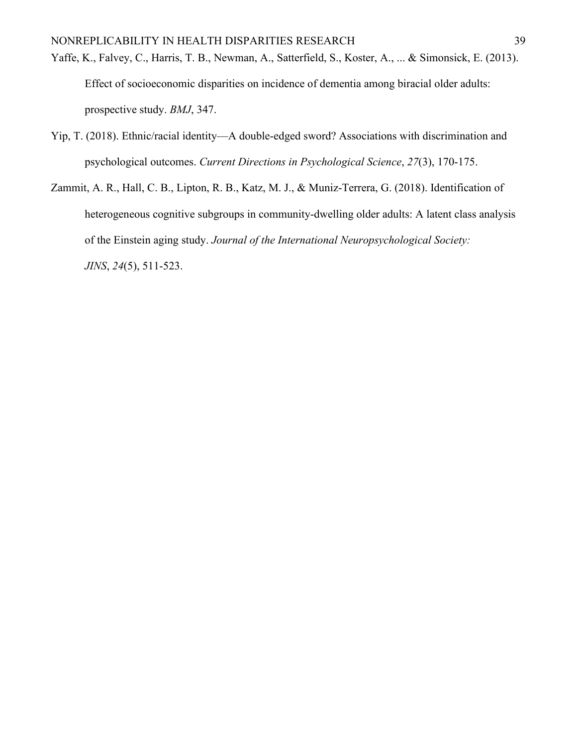Yaffe, K., Falvey, C., Harris, T. B., Newman, A., Satterfield, S., Koster, A., ... & Simonsick, E. (2013). Effect of socioeconomic disparities on incidence of dementia among biracial older adults: prospective study. *BMJ*, 347.

Yip, T. (2018). Ethnic/racial identity—A double-edged sword? Associations with discrimination and psychological outcomes. *Current Directions in Psychological Science*, *27*(3), 170-175.

Zammit, A. R., Hall, C. B., Lipton, R. B., Katz, M. J., & Muniz-Terrera, G. (2018). Identification of heterogeneous cognitive subgroups in community-dwelling older adults: A latent class analysis of the Einstein aging study. *Journal of the International Neuropsychological Society: JINS*, *24*(5), 511-523.